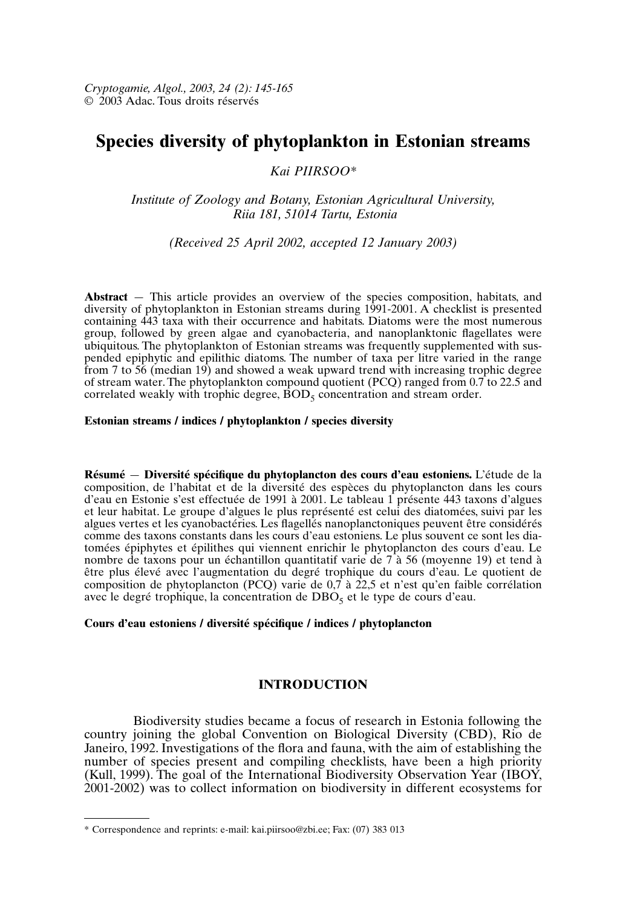*Cryptogamie, Algol., 2003, 24 (2): 145-165*
© 2003 Adac. Tous droits réservés

# Species diversity of phytoplankton in Estonian streams

*Kai PIIRSOO\**

*Institute of Zoology and Botany, Estonian Agricultural University, Riia 181, 51014 Tartu, Estonia*

*(Received 25 April 2002, accepted 12 January 2003)*

**Abstract** — This article provides an overview of the species composition, habitats, and diversity of phytoplankton in Estonian streams during 1991-2001. A checklist is presented containing 443 taxa with their occurrence and habitats. Diatoms were the most numerous group, followed by green algae and cyanobacteria, and nanoplanktonic flagellates were ubiquitous. The phytoplankton of Estonian streams was frequently supplemented with suspended epiphytic and epilithic diatoms. The number of taxa per litre varied in the range from 7 to 56 (median 19) and showed a weak upward trend with increasing trophic degree of stream water. The phytoplankton compound quotient (PCQ) ranged from 0.7 to 22.5 and correlated weakly with trophic degree, $BOD_5$ concentration and stream order.

**Estonian streams / indices / phytoplankton / species diversity**

**Résumé** — **Diversité spécifique du phytoplancton des cours d'eau estoniens.** L'étude de la composition, de l'habitat et de la diversité des espèces du phytoplancton dans les cours d'eau en Estonie s'est effectuée de 1991 à 2001. Le tableau 1 présente 443 taxons d'algues et leur habitat. Le groupe d'algues le plus représenté est celui des diatomées, suivi par les algues vertes et les cyanobactéries. Les flagellés nanoplanctoniques peuvent être considérés comme des taxons constants dans les cours d'eau estoniens. Le plus souvent ce sont les diatomées épiphytes et épilithes qui viennent enrichir le phytoplancton des cours d'eau. Le nombre de taxons pour un échantillon quantitatif varie de 7 à 56 (moyenne 19) et tend à être plus élevé avec l'augmentation du degré trophique du cours d'eau. Le quotient de composition de phytoplancton (PCQ) varie de 0,7 à 22,5 et n'est qu'en faible corrélation avec le degré trophique, la concentration de $DBO_5$ et le type de cours d'eau.

**Cours d'eau estoniens / diversité spécifique / indices / phytoplancton**

## INTRODUCTION

Biodiversity studies became a focus of research in Estonia following the country joining the global Convention on Biological Diversity (CBD), Rio de Janeiro, 1992. Investigations of the flora and fauna, with the aim of establishing the number of species present and compiling checklists, have been a high priority (Kull, 1999). The goal of the International Biodiversity Observation Year (IBOY, 2001-2002) was to collect information on biodiversity in different ecosystems for

\* Correspondence and reprints: e-mail: kai.piirsoo@zbi.ee; Fax: (07) 383 013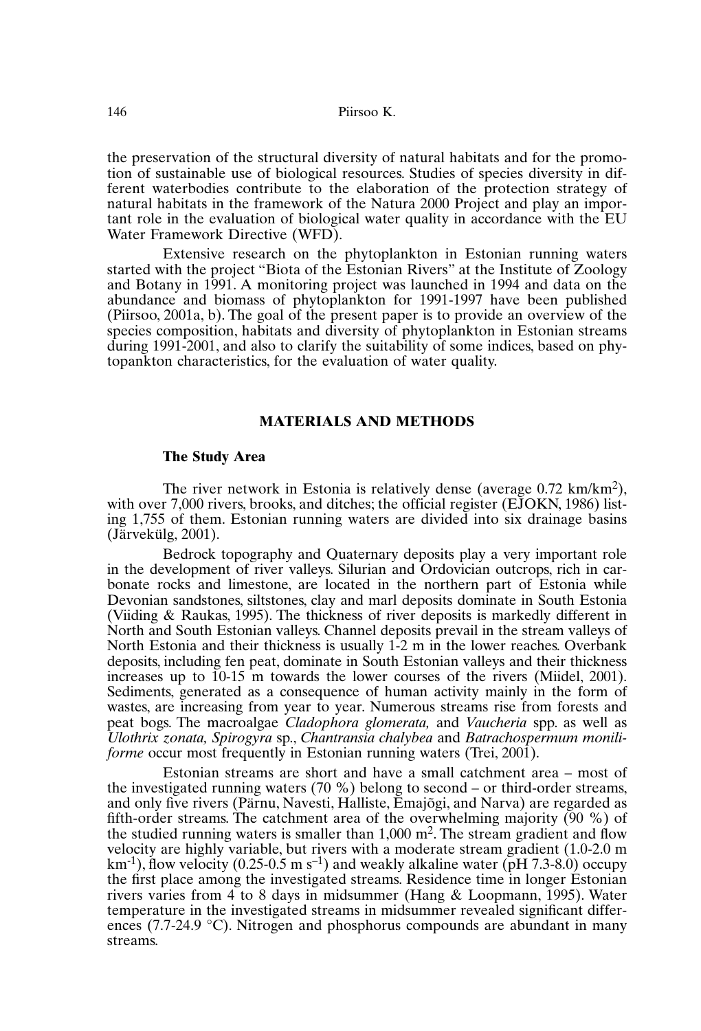the preservation of the structural diversity of natural habitats and for the promotion of sustainable use of biological resources. Studies of species diversity in different waterbodies contribute to the elaboration of the protection strategy of natural habitats in the framework of the Natura 2000 Project and play an important role in the evaluation of biological water quality in accordance with the EU Water Framework Directive (WFD).

Extensive research on the phytoplankton in Estonian running waters started with the project "Biota of the Estonian Rivers" at the Institute of Zoology and Botany in 1991. A monitoring project was launched in 1994 and data on the abundance and biomass of phytoplankton for 1991-1997 have been published (Piirsoo, 2001a, b). The goal of the present paper is to provide an overview of the species composition, habitats and diversity of phytoplankton in Estonian streams during 1991-2001, and also to clarify the suitability of some indices, based on phytopankton characteristics, for the evaluation of water quality.

## MATERIALS AND METHODS

### The Study Area

The river network in Estonia is relatively dense (average 0.72 km/km$^2$), with over 7,000 rivers, brooks, and ditches; the official register (EJOKN, 1986) listing 1,755 of them. Estonian running waters are divided into six drainage basins (Järvekülg, 2001).

Bedrock topography and Quaternary deposits play a very important role in the development of river valleys. Silurian and Ordovician outcrops, rich in carbonate rocks and limestone, are located in the northern part of Estonia while Devonian sandstones, siltstones, clay and marl deposits dominate in South Estonia (Viiding & Raukas, 1995). The thickness of river deposits is markedly different in North and South Estonian valleys. Channel deposits prevail in the stream valleys of North Estonia and their thickness is usually 1-2 m in the lower reaches. Overbank deposits, including fen peat, dominate in South Estonian valleys and their thickness increases up to 10-15 m towards the lower courses of the rivers (Miidel, 2001). Sediments, generated as a consequence of human activity mainly in the form of wastes, are increasing from year to year. Numerous streams rise from forests and peat bogs. The macroalgae *Cladophora glomerata,* and *Vaucheria* spp. as well as *Ulothrix zonata, Spirogyra* sp., *Chantransia chalybea* and *Batrachospermum moniliforme* occur most frequently in Estonian running waters (Trei, 2001).

Estonian streams are short and have a small catchment area – most of the investigated running waters (70 %) belong to second – or third-order streams, and only five rivers (Pärnu, Navesti, Halliste, Emajõgi, and Narva) are regarded as fifth-order streams. The catchment area of the overwhelming majority (90 %) of the studied running waters is smaller than 1,000 m$^2$. The stream gradient and flow velocity are highly variable, but rivers with a moderate stream gradient (1.0-2.0 m km$^{-1}$), flow velocity (0.25-0.5 m s$^{-1}$) and weakly alkaline water (pH 7.3-8.0) occupy the first place among the investigated streams. Residence time in longer Estonian rivers varies from 4 to 8 days in midsummer (Hang & Loopmann, 1995). Water temperature in the investigated streams in midsummer revealed significant differences (7.7-24.9 °C). Nitrogen and phosphorus compounds are abundant in many streams.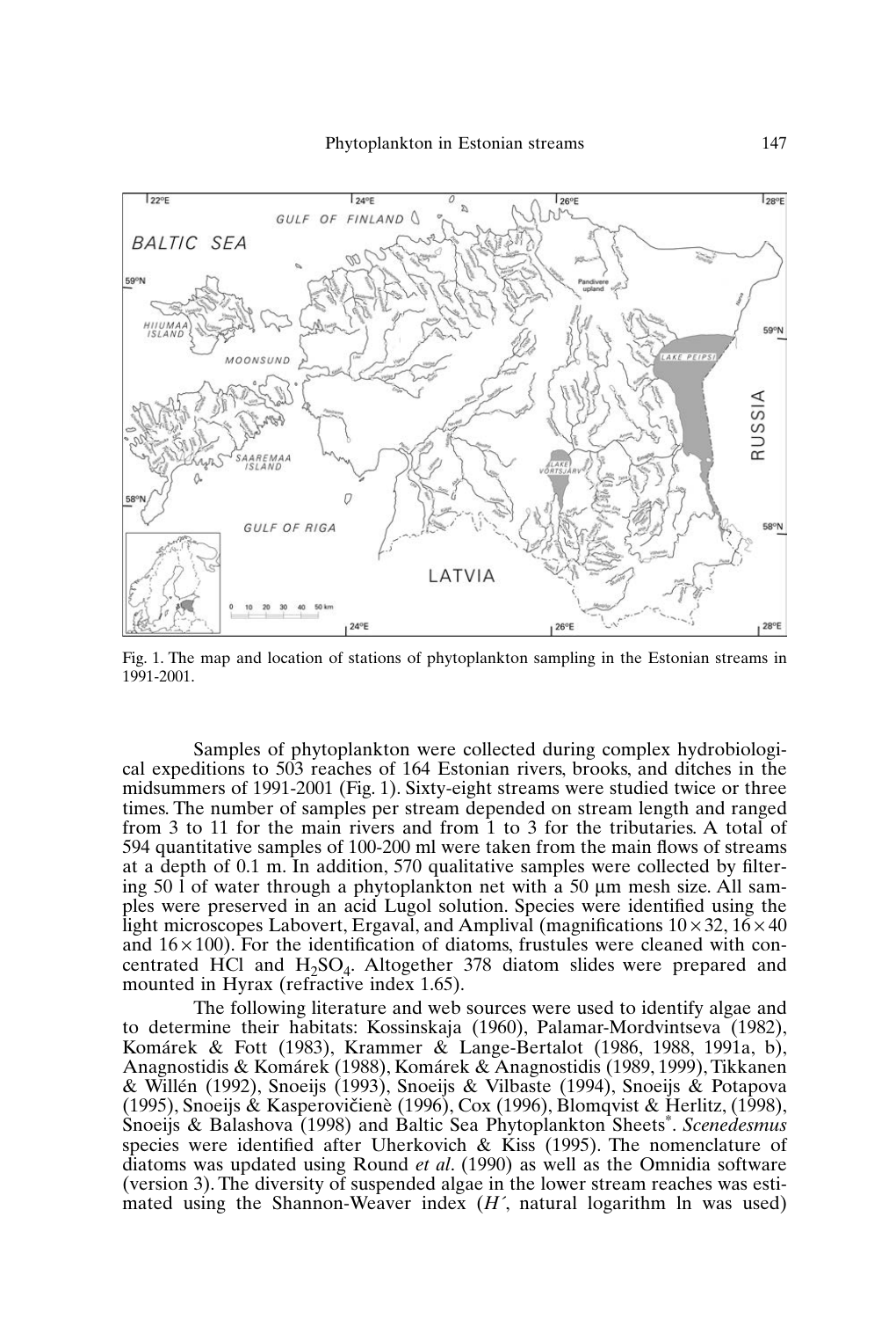Fig. 1. The map and location of stations of phytoplankton sampling in the Estonian streams in 1991-2001.

Samples of phytoplankton were collected during complex hydrobiological expeditions to 503 reaches of 164 Estonian rivers, brooks, and ditches in the midsummers of 1991-2001 (Fig. 1). Sixty-eight streams were studied twice or three times. The number of samples per stream depended on stream length and ranged from 3 to 11 for the main rivers and from 1 to 3 for the tributaries. A total of 594 quantitative samples of 100-200 ml were taken from the main flows of streams at a depth of 0.1 m. In addition, 570 qualitative samples were collected by filtering 50 l of water through a phytoplankton net with a 50 μm mesh size. All samples were preserved in an acid Lugol solution. Species were identified using the light microscopes Labovert, Ergaval, and Amplival (magnifications $10 \times 32$, $16 \times 40$ and $16 \times 100$). For the identification of diatoms, frustules were cleaned with concentrated HCl and $H_2SO_4$. Altogether 378 diatom slides were prepared and mounted in Hyrax (refractive index 1.65).

The following literature and web sources were used to identify algae and to determine their habitats: Kossinskaja (1960), Palamar-Mordvintseva (1982), Komárek & Fott (1983), Krammer & Lange-Bertalot (1986, 1988, 1991a, b), Anagnostidis & Komárek (1988), Komárek & Anagnostidis (1989, 1999), Tikkanen & Willén (1992), Snoeijs (1993), Snoeijs & Vilbaste (1994), Snoeijs & Potapova (1995), Snoeijs & Kasperovičienė (1996), Cox (1996), Blomqvist & Herlitz, (1998), Snoeijs & Balashova (1998) and Baltic Sea Phytoplankton Sheets*. *Scenedesmus* species were identified after Uherkovich & Kiss (1995). The nomenclature of diatoms was updated using Round *et al*. (1990) as well as the Omnidia software (version 3). The diversity of suspended algae in the lower stream reaches was estimated using the Shannon-Weaver index ($H'$, natural logarithm ln was used)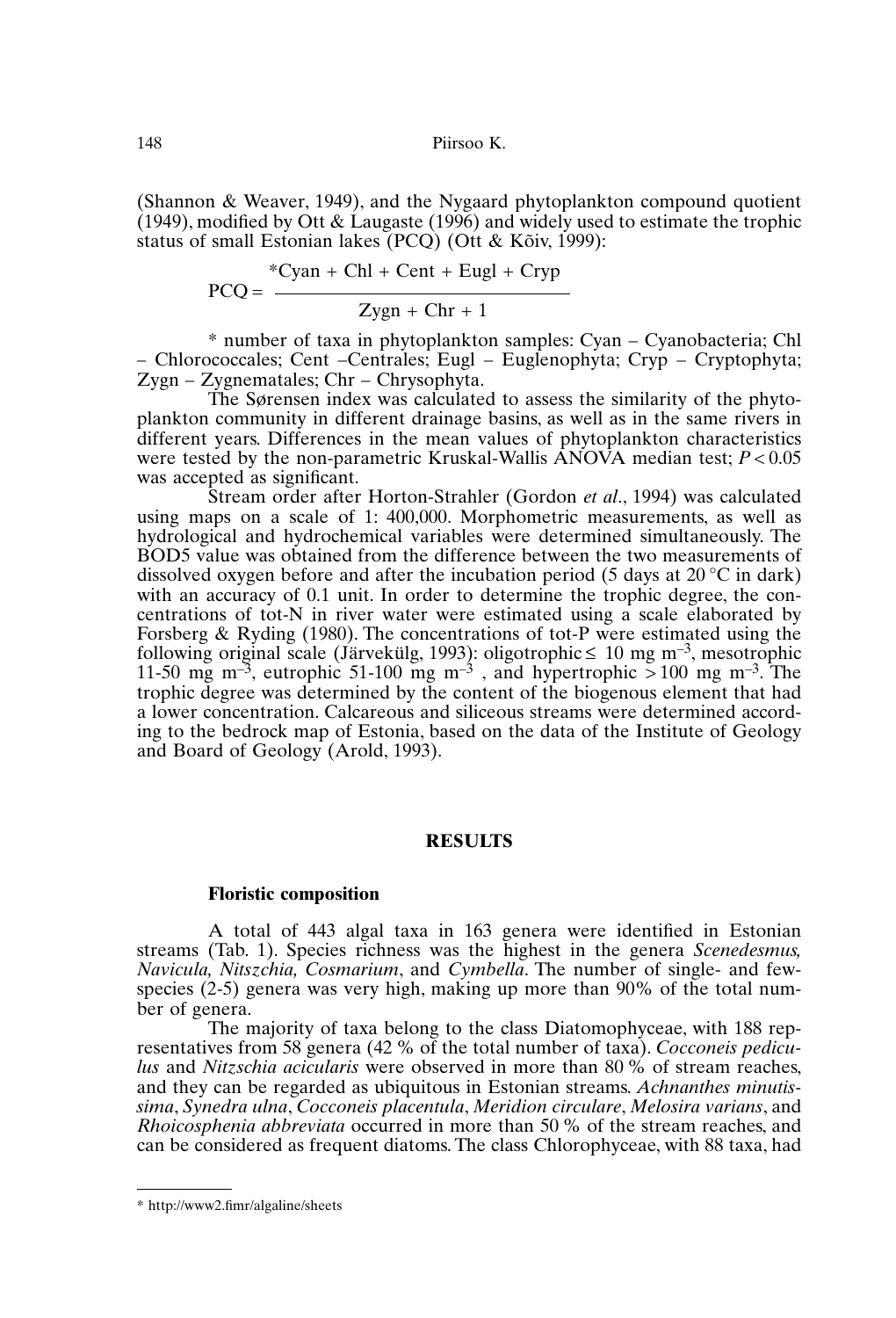(Shannon & Weaver, 1949), and the Nygaard phytoplankton compound quotient (1949), modified by Ott & Laugaste (1996) and widely used to estimate the trophic status of small Estonian lakes (PCQ) (Ott & Kõiv, 1999):

$$PCQ = \frac{{}^{*}Cyan + Chl + Cent + Eugl + Cryp}{Zygn + Chr + 1}$$

* number of taxa in phytoplankton samples: Cyan – Cyanobacteria; Chl – Chlorococcales; Cent –Centrales; Eugl – Euglenophyta; Cryp – Cryptophyta; Zygn – Zygnematales; Chr – Chrysophyta.

The Sørensen index was calculated to assess the similarity of the phytoplankton community in different drainage basins, as well as in the same rivers in different years. Differences in the mean values of phytoplankton characteristics were tested by the non-parametric Kruskal-Wallis ANOVA median test; $P < 0.05$ was accepted as significant.

Stream order after Horton-Strahler (Gordon *et al*., 1994) was calculated using maps on a scale of 1: 400,000. Morphometric measurements, as well as hydrological and hydrochemical variables were determined simultaneously. The BOD5 value was obtained from the difference between the two measurements of dissolved oxygen before and after the incubation period (5 days at 20 °C in dark) with an accuracy of 0.1 unit. In order to determine the trophic degree, the concentrations of tot-N in river water were estimated using a scale elaborated by Forsberg & Ryding (1980). The concentrations of tot-P were estimated using the following original scale (Järvekülg, 1993): oligotrophic ≤ 10 mg $m^{-3}$, mesotrophic 11-50 mg $m^{-3}$, eutrophic 51-100 mg $m^{-3}$ , and hypertrophic > 100 mg $m^{-3}$. The trophic degree was determined by the content of the biogenous element that had a lower concentration. Calcareous and siliceous streams were determined according to the bedrock map of Estonia, based on the data of the Institute of Geology and Board of Geology (Arold, 1993).

## RESULTS

### Floristic composition

A total of 443 algal taxa in 163 genera were identified in Estonian streams (Tab. 1). Species richness was the highest in the genera *Scenedesmus, Navicula, Nitszchia, Cosmarium*, and *Cymbella*. The number of single- and few-species (2-5) genera was very high, making up more than 90% of the total number of genera.

The majority of taxa belong to the class Diatomophyceae, with 188 representatives from 58 genera (42 % of the total number of taxa). *Cocconeis pediculus* and *Nitzschia acicularis* were observed in more than 80 % of stream reaches, and they can be regarded as ubiquitous in Estonian streams. *Achnanthes minutissima*, *Synedra ulna*, *Cocconeis placentula*, *Meridion circulare*, *Melosira varians*, and *Rhoicosphenia abbreviata* occurred in more than 50 % of the stream reaches, and can be considered as frequent diatoms. The class Chlorophyceae, with 88 taxa, had

* http://www2.fimr/algaline/sheets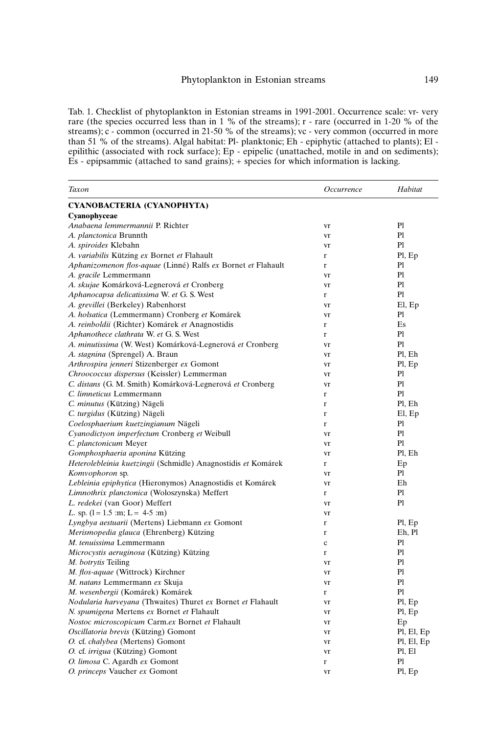Tab. 1. Checklist of phytoplankton in Estonian streams in 1991-2001. Occurrence scale: vr- very rare (the species occurred less than in 1 % of the streams); r - rare (occurred in 1-20 % of the streams); c - common (occurred in 21-50 % of the streams); vc - very common (occurred in more than 51 % of the streams). Algal habitat: Pl- planktonic; Eh - epiphytic (attached to plants); El - epilithic (associated with rock surface); Ep - epipelic (unattached, motile in and on sediments); Es - epipsammic (attached to sand grains); + species for which information is lacking.

| *Taxon* | *Occurrence* | *Habitat* |
|---|---|---|
| **CYANOBACTERIA (CYANOPHYTA)** | | |
| **Cyanophyceae** | | |
| *Anabaena lemmermannii* P. Richter | vr | Pl |
| *A. planctonica* Brunnth | vr | Pl |
| *A. spiroides* Klebahn | vr | Pl |
| *A. variabilis* Kützing *ex* Bornet *et* Flahault | r | Pl, Ep |
| *Aphanizomenon flos-aquae* (Linné) Ralfs *ex* Bornet *et* Flahault | r | Pl |
| *A. gracile* Lemmermann | vr | Pl |
| *A. skujae* Komárková-Legnerová *et* Cronberg | vr | Pl |
| *Aphanocapsa delicatissima* W. *et* G. S. West | r | Pl |
| *A. grevillei* (Berkeley) Rabenhorst | vr | El, Ep |
| *A. holsatica* (Lemmermann) Cronberg *et* Komárek | vr | Pl |
| *A. reinboldii* (Richter) Komárek *et* Anagnostidis | r | Es |
| *Aphanothece clathrata* W. *et* G. S. West | r | Pl |
| *A. minutissima* (W. West) Komárková-Legnerová *et* Cronberg | vr | Pl |
| *A. stagnina* (Sprengel) A. Braun | vr | Pl, Eh |
| *Arthrospira jenneri* Stizenberger *ex* Gomont | vr | Pl, Ep |
| *Chroococcus dispersus* (Keissler) Lemmerman | vr | Pl |
| *C. distans* (G. M. Smith) Komárková-Legnerová *et* Cronberg | vr | Pl |
| *C. limneticus* Lemmermann | r | Pl |
| *C. minutus* (Kützing) Nägeli | r | Pl, Eh |
| *C. turgidus* (Kützing) Nägeli | r | El, Ep |
| *Coelosphaerium kuetzingianum* Nägeli | r | Pl |
| *Cyanodictyon imperfectum* Cronberg *et* Weibull | vr | Pl |
| *C. planctonicum* Meyer | vr | Pl |
| *Gomphosphaeria aponina* Kützing | vr | Pl, Eh |
| *Heterolebleinia kuetzingii* (Schmidle) Anagnostidis *et* Komárek | r | Ep |
| *Komvophoron* sp. | vr | Pl |
| *Lebleinia epiphytica* (Hieronymos) Anagnostidis et Komárek | vr | Eh |
| *Limnothrix planctonica* (Woloszynska) Meffert | r | Pl |
| *L. redekei* (van Goor) Meffert | vr | Pl |
| *L.* sp. (l = 1.5 :m; L = 4-5 :m) | vr | |
| *Lyngbya aestuarii* (Mertens) Liebmann *ex* Gomont | r | Pl, Ep |
| *Merismopedia glauca* (Ehrenberg) Kützing | r | Eh, Pl |
| *M. tenuissima* Lemmermann | c | Pl |
| *Microcystis aeruginosa* (Kützing) Kützing | r | Pl |
| *M. botrytis* Teiling | vr | Pl |
| *M. flos-aquae* (Wittrock) Kirchner | vr | Pl |
| *M. natans* Lemmermann *ex* Skuja | vr | Pl |
| *M. wesenbergii* (Komárek) Komárek | r | Pl |
| *Nodularia harveyana* (Thwaites) Thuret *ex* Bornet *et* Flahault | vr | Pl, Ep |
| *N. spumigena* Mertens *ex* Bornet *et* Flahault | vr | Pl, Ep |
| *Nostoc microscopicum* Carm.*ex* Bornet *et* Flahault | vr | Ep |
| *Oscillatoria brevis* (Kützing) Gomont | vr | Pl, El, Ep |
| *O.* cf. *chalybea* (Mertens) Gomont | vr | Pl, El, Ep |
| *O.* cf. *irrigua* (Kützing) Gomont | vr | Pl, El |
| *O. limosa* C. Agardh *ex* Gomont | r | Pl |
| *O. princeps* Vaucher *ex* Gomont | vr | Pl, Ep |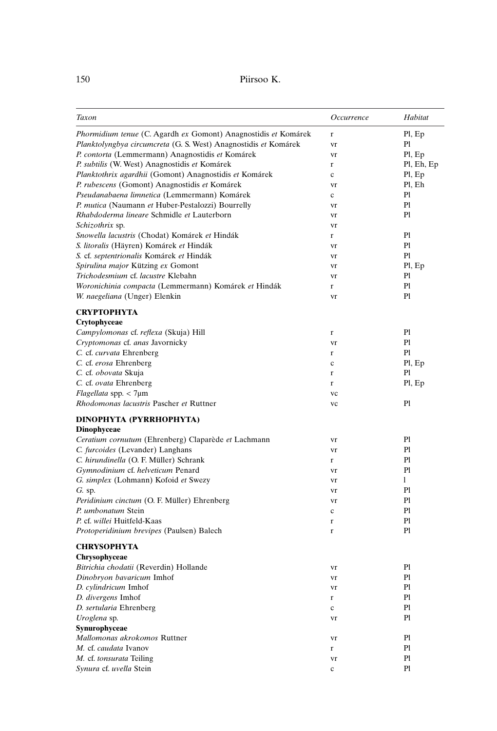| *Taxon* | *Occurrence* | *Habitat* |
|---|---|---|
| *Phormidium tenue* (C. Agardh *ex* Gomont) Anagnostidis *et* Komárek | r | Pl, Ep |
| *Planktolyngbya circumcreta* (G. S. West) Anagnostidis *et* Komárek | vr | Pl |
| *P. contorta* (Lemmermann) Anagnostidis *et* Komárek | vr | Pl, Ep |
| *P. subtilis* (W. West) Anagnostidis *et* Komárek | r | Pl, Eh, Ep |
| *Planktothrix agardhii* (Gomont) Anagnostidis *et* Komárek | c | Pl, Ep |
| *P. rubescens* (Gomont) Anagnostidis *et* Komárek | vr | Pl, Eh |
| *Pseudanabaena limnetica* (Lemmermann) Komárek | c | Pl |
| *P. mutica* (Naumann *et* Huber-Pestalozzi) Bourrelly | vr | Pl |
| *Rhabdoderma lineare* Schmidle *et* Lauterborn | vr | Pl |
| *Schizothrix* sp. | vr | |
| *Snowella lacustris* (Chodat) Komárek *et* Hindák | r | Pl |
| *S. litoralis* (Häyren) Komárek *et* Hindák | vr | Pl |
| *S.* cf. *septentrionalis* Komárek *et* Hindák | vr | Pl |
| *Spirulina major* Kützing *ex* Gomont | vr | Pl, Ep |
| *Trichodesmium* cf. *lacustre* Klebahn | vr | Pl |
| *Woronichinia compacta* (Lemmermann) Komárek *et* Hindák | r | Pl |
| *W. naegeliana* (Unger) Elenkin | vr | Pl |
| **CRYPTOPHYTA** | | |
| **Crytophyceae** | | |
| *Campylomonas* cf. *reflexa* (Skuja) Hill | r | Pl |
| *Cryptomonas* cf. *anas* Javornicky | vr | Pl |
| *C.* cf. *curvata* Ehrenberg | r | Pl |
| *C.* cf. *erosa* Ehrenberg | c | Pl, Ep |
| *C.* cf. *obovata* Skuja | r | Pl |
| *C.* cf. *ovata* Ehrenberg | r | Pl, Ep |
| *Flagellata* spp. < 7μm | vc | |
| *Rhodomonas lacustris* Pascher *et* Ruttner | vc | Pl |
| **DINOPHYTA (PYRRHOPHYTA)** | | |
| **Dinophyceae** | | |
| *Ceratium cornutum* (Ehrenberg) Claparède *et* Lachmann | vr | Pl |
| *C. furcoides* (Levander) Langhans | vr | Pl |
| *C. hirundinella* (O. F. Müller) Schrank | r | Pl |
| *Gymnodinium* cf. *helveticum* Penard | vr | Pl |
| *G. simplex* (Lohmann) Kofoid *et* Swezy | vr | l |
| *G.* sp. | vr | Pl |
| *Peridinium cinctum* (O. F. Müller) Ehrenberg | vr | Pl |
| *P. umbonatum* Stein | c | Pl |
| *P.* cf. *willei* Huitfeld-Kaas | r | Pl |
| *Protoperidinium brevipes* (Paulsen) Balech | r | Pl |
| **CHRYSOPHYTA** | | |
| **Chrysophyceae** | | |
| *Bitrichia chodatii* (Reverdin) Hollande | vr | Pl |
| *Dinobryon bavaricum* Imhof | vr | Pl |
| *D. cylindricum* Imhof | vr | Pl |
| *D. divergens* Imhof | r | Pl |
| *D. sertularia* Ehrenberg | c | Pl |
| *Uroglena* sp. | vr | Pl |
| **Synurophyceae** | | |
| *Mallomonas akrokomos* Ruttner | vr | Pl |
| *M.* cf. *caudata* Ivanov | r | Pl |
| *M.* cf. *tonsurata* Teiling | vr | Pl |
| *Synura* cf. *uvella* Stein | c | Pl |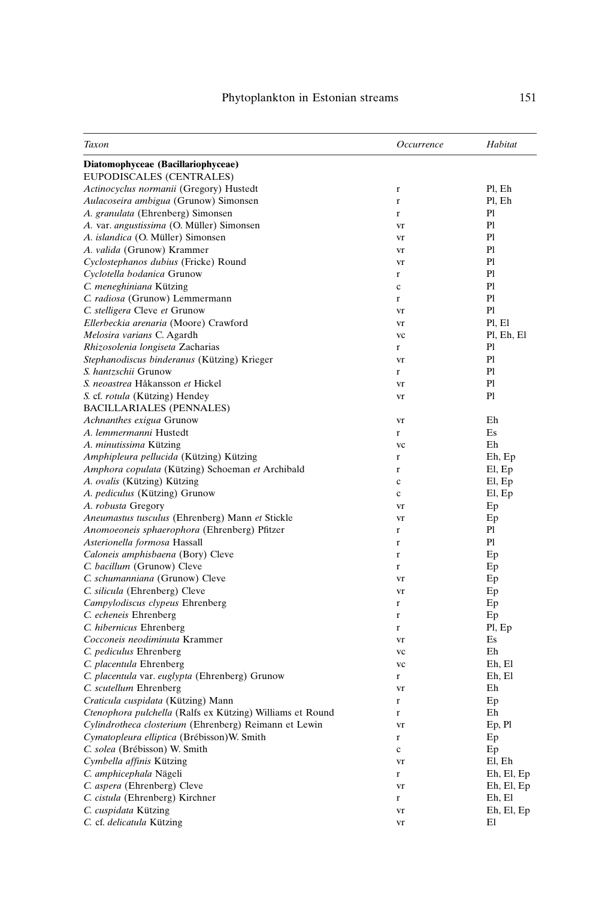| *Taxon* | *Occurrence* | *Habitat* |
|---|---|---|
| **Diatomophyceae (Bacillariophyceae)** | | |
| EUPODISCALES (CENTRALES) | | |
| *Actinocyclus normanii* (Gregory) Hustedt | r | Pl, Eh |
| *Aulacoseira ambigua* (Grunow) Simonsen | r | Pl, Eh |
| *A. granulata* (Ehrenberg) Simonsen | r | Pl |
| *A.* var. *angustissima* (O. Müller) Simonsen | vr | Pl |
| *A. islandica* (O. Müller) Simonsen | vr | Pl |
| *A. valida* (Grunow) Krammer | vr | Pl |
| *Cyclostephanos dubius* (Fricke) Round | vr | Pl |
| *Cyclotella bodanica* Grunow | r | Pl |
| *C. meneghiniana* Kützing | c | Pl |
| *C. radiosa* (Grunow) Lemmermann | r | Pl |
| *C. stelligera* Cleve *et* Grunow | vr | Pl |
| *Ellerbeckia arenaria* (Moore) Crawford | vr | Pl, El |
| *Melosira varians* C. Agardh | vc | Pl, Eh, El |
| *Rhizosolenia longiseta* Zacharias | r | Pl |
| *Stephanodiscus binderanus* (Kützing) Krieger | vr | Pl |
| *S. hantzschii* Grunow | r | Pl |
| *S. neoastrea* Håkansson *et* Hickel | vr | Pl |
| *S.* cf. *rotula* (Kützing) Hendey | vr | Pl |
| BACILLARIALES (PENNALES) | | |
| *Achnanthes exigua* Grunow | vr | Eh |
| *A. lemmermanni* Hustedt | r | Es |
| *A. minutissima* Kützing | vc | Eh |
| *Amphipleura pellucida* (Kützing) Kützing | r | Eh, Ep |
| *Amphora copulata* (Kützing) Schoeman *et* Archibald | r | El, Ep |
| *A. ovalis* (Kützing) Kützing | c | El, Ep |
| *A. pediculus* (Kützing) Grunow | c | El, Ep |
| *A. robusta* Gregory | vr | Ep |
| *Aneumastus tusculus* (Ehrenberg) Mann *et* Stickle | vr | Ep |
| *Anomoeoneis sphaerophora* (Ehrenberg) Pfitzer | r | Pl |
| *Asterionella formosa* Hassall | r | Pl |
| *Caloneis amphisbaena* (Bory) Cleve | r | Ep |
| *C. bacillum* (Grunow) Cleve | r | Ep |
| *C. schumanniana* (Grunow) Cleve | vr | Ep |
| *C. silicula* (Ehrenberg) Cleve | vr | Ep |
| *Campylodiscus clypeus* Ehrenberg | r | Ep |
| *C. echeneis* Ehrenberg | r | Ep |
| *C. hibernicus* Ehrenberg | r | Pl, Ep |
| *Cocconeis neodiminuta* Krammer | vr | Es |
| *C. pediculus* Ehrenberg | vc | Eh |
| *C. placentula* Ehrenberg | vc | Eh, El |
| *C. placentula* var. *euglypta* (Ehrenberg) Grunow | r | Eh, El |
| *C. scutellum* Ehrenberg | vr | Eh |
| *Craticula cuspidata* (Kützing) Mann | r | Ep |
| *Ctenophora pulchella* (Ralfs ex Kützing) Williams et Round | r | Eh |
| *Cylindrotheca closterium* (Ehrenberg) Reimann et Lewin | vr | Ep, Pl |
| *Cymatopleura elliptica* (Brébisson)W. Smith | r | Ep |
| *C. solea* (Brébisson) W. Smith | c | Ep |
| *Cymbella affinis* Kützing | vr | El, Eh |
| *C. amphicephala* Nägeli | r | Eh, El, Ep |
| *C. aspera* (Ehrenberg) Cleve | vr | Eh, El, Ep |
| *C. cistula* (Ehrenberg) Kirchner | r | Eh, El |
| *C. cuspidata* Kützing | vr | Eh, El, Ep |
| *C.* cf. *delicatula* Kützing | vr | El |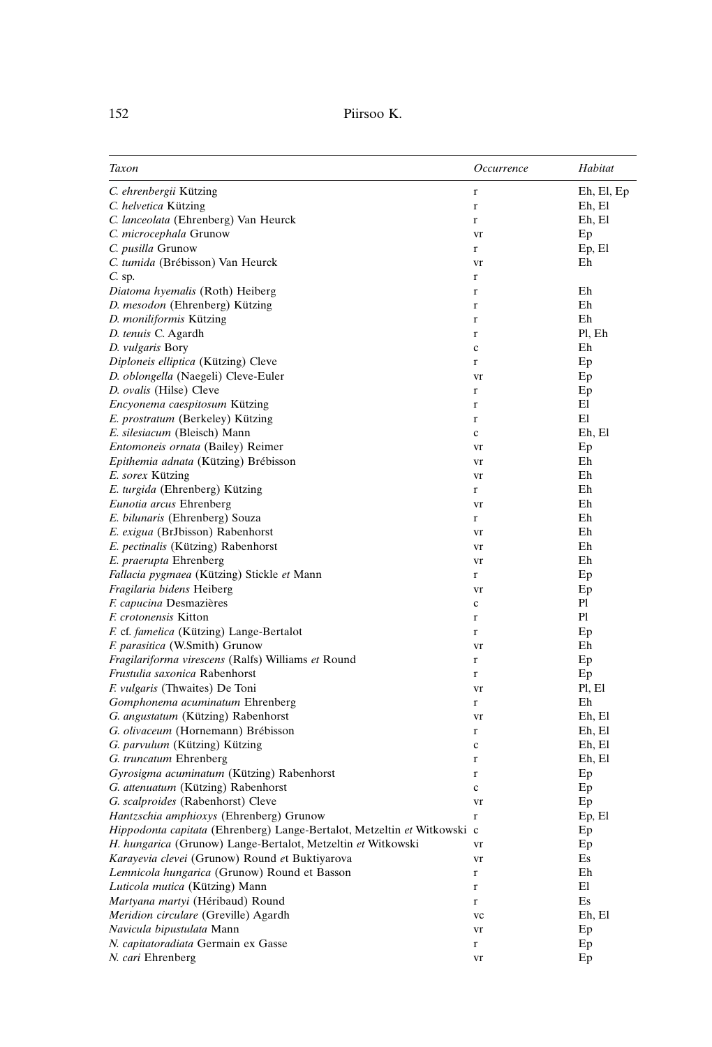| *Taxon* | *Occurrence* | *Habitat* |
|---|---|---|
| *C. ehrenbergii* Kützing | r | Eh, El, Ep |
| *C. helvetica* Kützing | r | Eh, El |
| *C. lanceolata* (Ehrenberg) Van Heurck | r | Eh, El |
| *C. microcephala* Grunow | vr | Ep |
| *C. pusilla* Grunow | r | Ep, El |
| *C. tumida* (Brébisson) Van Heurck | vr | Eh |
| *C.* sp. | r | |
| *Diatoma hyemalis* (Roth) Heiberg | r | Eh |
| *D. mesodon* (Ehrenberg) Kützing | r | Eh |
| *D. moniliformis* Kützing | r | Eh |
| *D. tenuis* C. Agardh | r | Pl, Eh |
| *D. vulgaris* Bory | c | Eh |
| *Diploneis elliptica* (Kützing) Cleve | r | Ep |
| *D. oblongella* (Naegeli) Cleve-Euler | vr | Ep |
| *D. ovalis* (Hilse) Cleve | r | Ep |
| *Encyonema caespitosum* Kützing | r | El |
| *E. prostratum* (Berkeley) Kützing | r | El |
| *E. silesiacum* (Bleisch) Mann | c | Eh, El |
| *Entomoneis ornata* (Bailey) Reimer | vr | Ep |
| *Epithemia adnata* (Kützing) Brébisson | vr | Eh |
| *E. sorex* Kützing | vr | Eh |
| *E. turgida* (Ehrenberg) Kützing | r | Eh |
| *Eunotia arcus* Ehrenberg | vr | Eh |
| *E. bilunaris* (Ehrenberg) Souza | r | Eh |
| *E. exigua* (BrJbisson) Rabenhorst | vr | Eh |
| *E. pectinalis* (Kützing) Rabenhorst | vr | Eh |
| *E. praerupta* Ehrenberg | vr | Eh |
| *Fallacia pygmaea* (Kützing) Stickle *et* Mann | r | Ep |
| *Fragilaria bidens* Heiberg | vr | Ep |
| *F. capucina* Desmazières | c | Pl |
| *F. crotonensis* Kitton | r | Pl |
| *F.* cf. *famelica* (Kützing) Lange-Bertalot | r | Ep |
| *F. parasitica* (W.Smith) Grunow | vr | Eh |
| *Fragilariforma virescens* (Ralfs) Williams *et* Round | r | Ep |
| *Frustulia saxonica* Rabenhorst | r | Ep |
| *F. vulgaris* (Thwaites) De Toni | vr | Pl, El |
| *Gomphonema acuminatum* Ehrenberg | r | Eh |
| *G. angustatum* (Kützing) Rabenhorst | vr | Eh, El |
| *G. olivaceum* (Hornemann) Brébisson | r | Eh, El |
| *G. parvulum* (Kützing) Kützing | c | Eh, El |
| *G. truncatum* Ehrenberg | r | Eh, El |
| *Gyrosigma acuminatum* (Kützing) Rabenhorst | r | Ep |
| *G. attenuatum* (Kützing) Rabenhorst | c | Ep |
| *G. scalproides* (Rabenhorst) Cleve | vr | Ep |
| *Hantzschia amphioxys* (Ehrenberg) Grunow | r | Ep, El |
| *Hippodonta capitata* (Ehrenberg) Lange-Bertalot, Metzeltin *et* Witkowski | c | Ep |
| *H. hungarica* (Grunow) Lange-Bertalot, Metzeltin *et* Witkowski | vr | Ep |
| *Karayevia clevei* (Grunow) Round *et* Buktiyarova | vr | Es |
| *Lemnicola hungarica* (Grunow) Round et Basson | r | Eh |
| *Luticola mutica* (Kützing) Mann | r | El |
| *Martyana martyi* (Héribaud) Round | r | Es |
| *Meridion circulare* (Greville) Agardh | vc | Eh, El |
| *Navicula bipustulata* Mann | vr | Ep |
| *N. capitatoradiata* Germain ex Gasse | r | Ep |
| *N. cari* Ehrenberg | vr | Ep |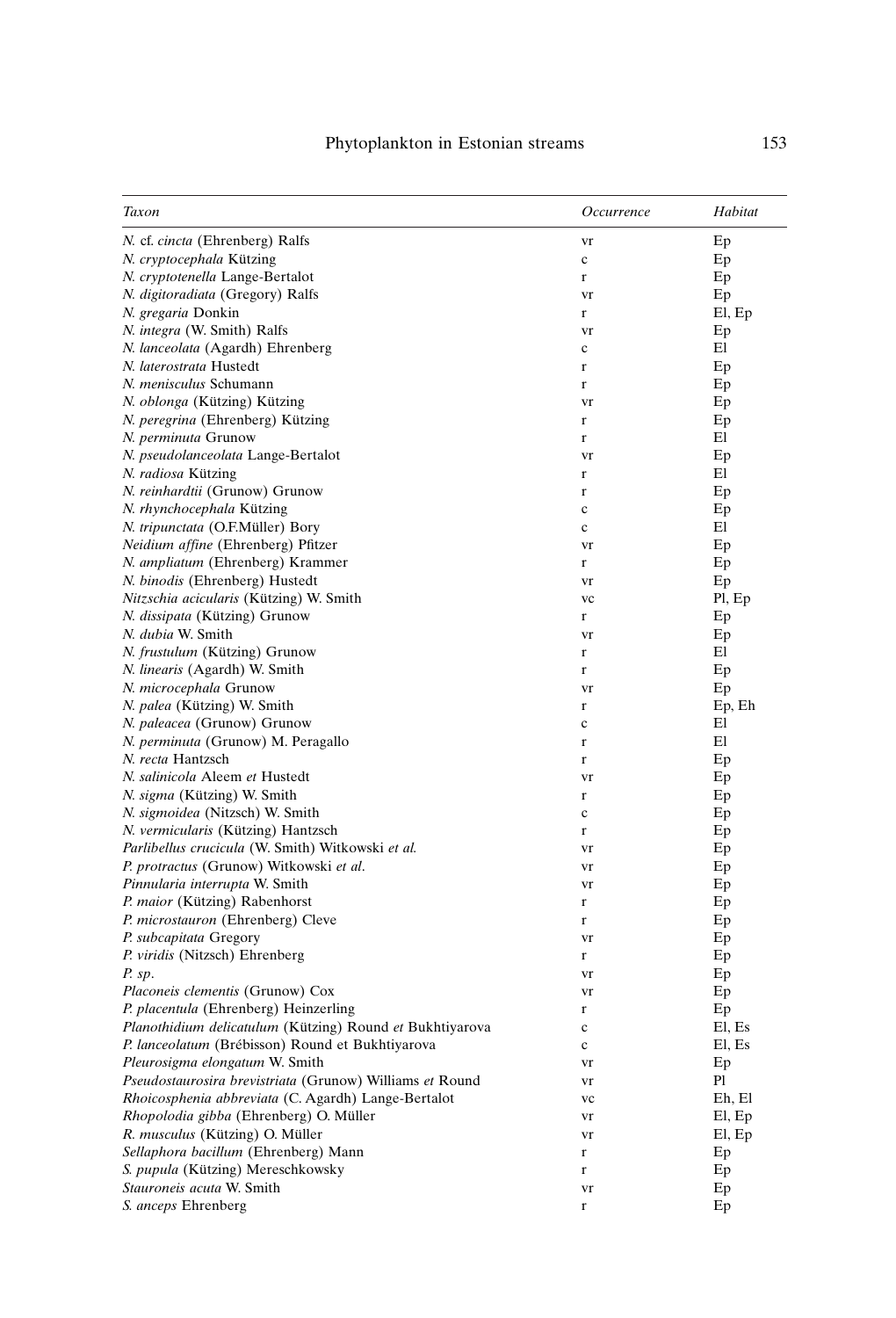| *Taxon* | *Occurrence* | *Habitat* |
|---|---|---|
| *N.* cf. *cincta* (Ehrenberg) Ralfs | vr | Ep |
| *N. cryptocephala* Kützing | c | Ep |
| *N. cryptotenella* Lange-Bertalot | r | Ep |
| *N. digitoradiata* (Gregory) Ralfs | vr | Ep |
| *N. gregaria* Donkin | r | El, Ep |
| *N. integra* (W. Smith) Ralfs | vr | Ep |
| *N. lanceolata* (Agardh) Ehrenberg | c | El |
| *N. laterostrata* Hustedt | r | Ep |
| *N. menisculus* Schumann | r | Ep |
| *N. oblonga* (Kützing) Kützing | vr | Ep |
| *N. peregrina* (Ehrenberg) Kützing | r | Ep |
| *N. perminuta* Grunow | r | El |
| *N. pseudolanceolata* Lange-Bertalot | vr | Ep |
| *N. radiosa* Kützing | r | El |
| *N. reinhardtii* (Grunow) Grunow | r | Ep |
| *N. rhynchocephala* Kützing | c | Ep |
| *N. tripunctata* (O.F.Müller) Bory | c | El |
| *Neidium affine* (Ehrenberg) Pfitzer | vr | Ep |
| *N. ampliatum* (Ehrenberg) Krammer | r | Ep |
| *N. binodis* (Ehrenberg) Hustedt | vr | Ep |
| *Nitzschia acicularis* (Kützing) W. Smith | vc | Pl, Ep |
| *N. dissipata* (Kützing) Grunow | r | Ep |
| *N. dubia* W. Smith | vr | Ep |
| *N. frustulum* (Kützing) Grunow | r | El |
| *N. linearis* (Agardh) W. Smith | r | Ep |
| *N. microcephala* Grunow | vr | Ep |
| *N. palea* (Kützing) W. Smith | r | Ep, Eh |
| *N. paleacea* (Grunow) Grunow | c | El |
| *N. perminuta* (Grunow) M. Peragallo | r | El |
| *N. recta* Hantzsch | r | Ep |
| *N. salinicola* Aleem *et* Hustedt | vr | Ep |
| *N. sigma* (Kützing) W. Smith | r | Ep |
| *N. sigmoidea* (Nitzsch) W. Smith | c | Ep |
| *N. vermicularis* (Kützing) Hantzsch | r | Ep |
| *Parlibellus crucicula* (W. Smith) Witkowski *et al.* | vr | Ep |
| *P. protractus* (Grunow) Witkowski *et al*. | vr | Ep |
| *Pinnularia interrupta* W. Smith | vr | Ep |
| *P. maior* (Kützing) Rabenhorst | r | Ep |
| *P. microstauron* (Ehrenberg) Cleve | r | Ep |
| *P. subcapitata* Gregory | vr | Ep |
| *P. viridis* (Nitzsch) Ehrenberg | r | Ep |
| *P. sp*. | vr | Ep |
| *Placoneis clementis* (Grunow) Cox | vr | Ep |
| *P. placentula* (Ehrenberg) Heinzerling | r | Ep |
| *Planothidium delicatulum* (Kützing) Round *et* Bukhtiyarova | c | El, Es |
| *P. lanceolatum* (Brébisson) Round et Bukhtiyarova | c | El, Es |
| *Pleurosigma elongatum* W. Smith | vr | Ep |
| *Pseudostaurosira brevistriata* (Grunow) Williams *et* Round | vr | Pl |
| *Rhoicosphenia abbreviata* (C. Agardh) Lange-Bertalot | vc | Eh, El |
| *Rhopolodia gibba* (Ehrenberg) O. Müller | vr | El, Ep |
| *R. musculus* (Kützing) O. Müller | vr | El, Ep |
| *Sellaphora bacillum* (Ehrenberg) Mann | r | Ep |
| *S. pupula* (Kützing) Mereschkowsky | r | Ep |
| *Stauroneis acuta* W. Smith | vr | Ep |
| *S. anceps* Ehrenberg | r | Ep |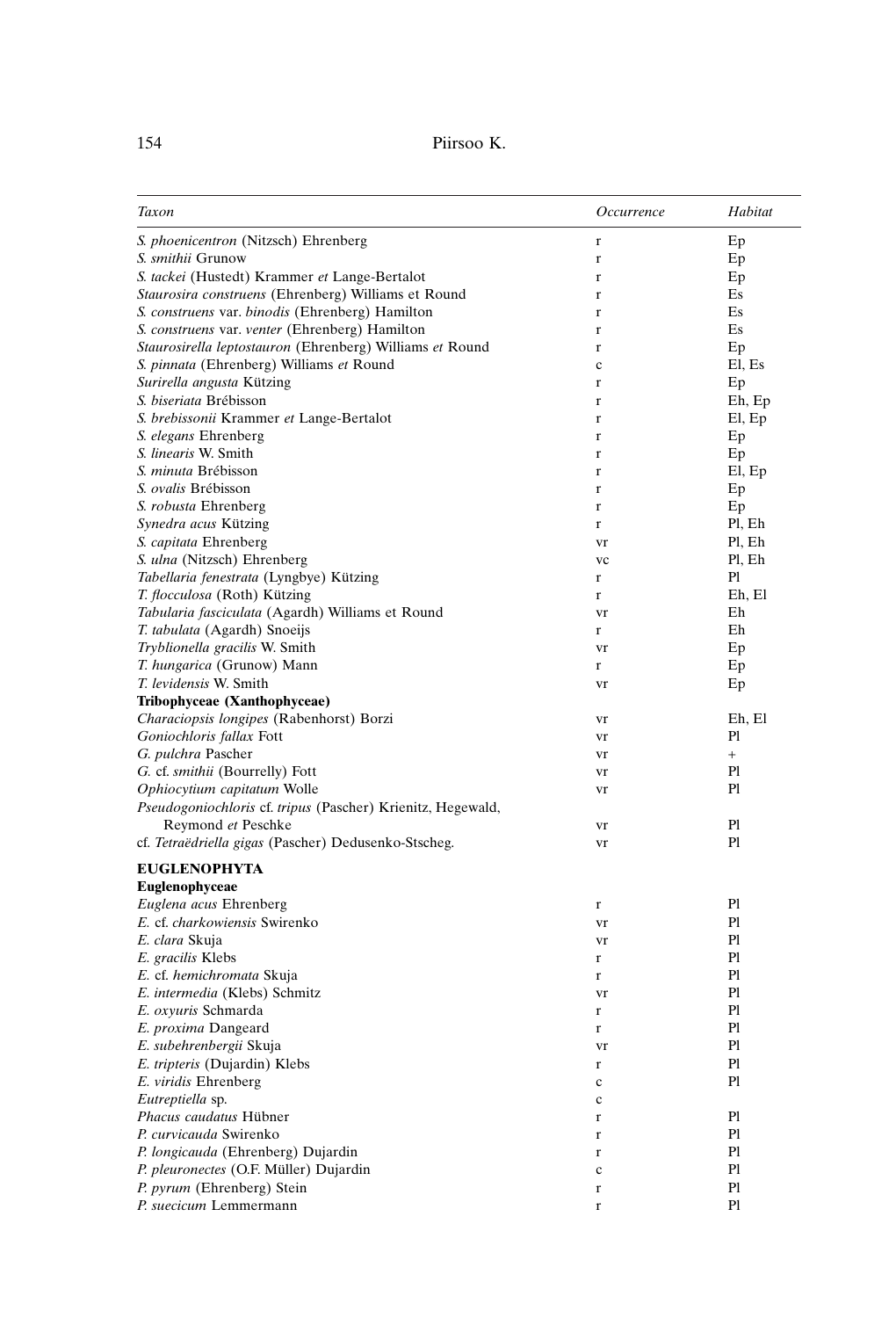| *Taxon* | *Occurrence* | *Habitat* |
|---|---|---|
| *S. phoenicentron* (Nitzsch) Ehrenberg | r | Ep |
| *S. smithii* Grunow | r | Ep |
| *S. tackei* (Hustedt) Krammer *et* Lange-Bertalot | r | Ep |
| *Staurosira construens* (Ehrenberg) Williams et Round | r | Es |
| *S. construens* var. *binodis* (Ehrenberg) Hamilton | r | Es |
| *S. construens* var. *venter* (Ehrenberg) Hamilton | r | Es |
| *Staurosirella leptostauron* (Ehrenberg) Williams *et* Round | r | Ep |
| *S. pinnata* (Ehrenberg) Williams *et* Round | c | El, Es |
| *Surirella angusta* Kützing | r | Ep |
| *S. biseriata* Brébisson | r | Eh, Ep |
| *S. brebissonii* Krammer *et* Lange-Bertalot | r | El, Ep |
| *S. elegans* Ehrenberg | r | Ep |
| *S. linearis* W. Smith | r | Ep |
| *S. minuta* Brébisson | r | El, Ep |
| *S. ovalis* Brébisson | r | Ep |
| *S. robusta* Ehrenberg | r | Ep |
| *Synedra acus* Kützing | r | Pl, Eh |
| *S. capitata* Ehrenberg | vr | Pl, Eh |
| *S. ulna* (Nitzsch) Ehrenberg | vc | Pl, Eh |
| *Tabellaria fenestrata* (Lyngbye) Kützing | r | Pl |
| *T. flocculosa* (Roth) Kützing | r | Eh, El |
| *Tabularia fasciculata* (Agardh) Williams et Round | vr | Eh |
| *T. tabulata* (Agardh) Snoeijs | r | Eh |
| *Tryblionella gracilis* W. Smith | vr | Ep |
| *T. hungarica* (Grunow) Mann | r | Ep |
| *T. levidensis* W. Smith | vr | Ep |
| **Tribophyceae (Xanthophyceae)** | | |
| *Characiopsis longipes* (Rabenhorst) Borzi | vr | Eh, El |
| *Goniochloris fallax* Fott | vr | Pl |
| *G. pulchra* Pascher | vr | + |
| *G.* cf. *smithii* (Bourrelly) Fott | vr | Pl |
| *Ophiocytium capitatum* Wolle | vr | Pl |
| *Pseudogoniochloris* cf. *tripus* (Pascher) Krienitz, Hegewald, Reymond *et* Peschke | vr | Pl |
| cf. *Tetraëdriella gigas* (Pascher) Dedusenko-Stscheg. | vr | Pl |
| **EUGLENOPHYTA** | | |
| **Euglenophyceae** | | |
| *Euglena acus* Ehrenberg | r | Pl |
| *E.* cf. *charkowiensis* Swirenko | vr | Pl |
| *E. clara* Skuja | vr | Pl |
| *E. gracilis* Klebs | r | Pl |
| *E.* cf. *hemichromata* Skuja | r | Pl |
| *E. intermedia* (Klebs) Schmitz | vr | Pl |
| *E. oxyuris* Schmarda | r | Pl |
| *E. proxima* Dangeard | r | Pl |
| *E. subehrenbergii* Skuja | vr | Pl |
| *E. tripteris* (Dujardin) Klebs | r | Pl |
| *E. viridis* Ehrenberg | c | Pl |
| *Eutreptiella* sp. | c | |
| *Phacus caudatus* Hübner | r | Pl |
| *P. curvicauda* Swirenko | r | Pl |
| *P. longicauda* (Ehrenberg) Dujardin | r | Pl |
| *P. pleuronectes* (O.F. Müller) Dujardin | c | Pl |
| *P. pyrum* (Ehrenberg) Stein | r | Pl |
| *P. suecicum* Lemmermann | r | Pl |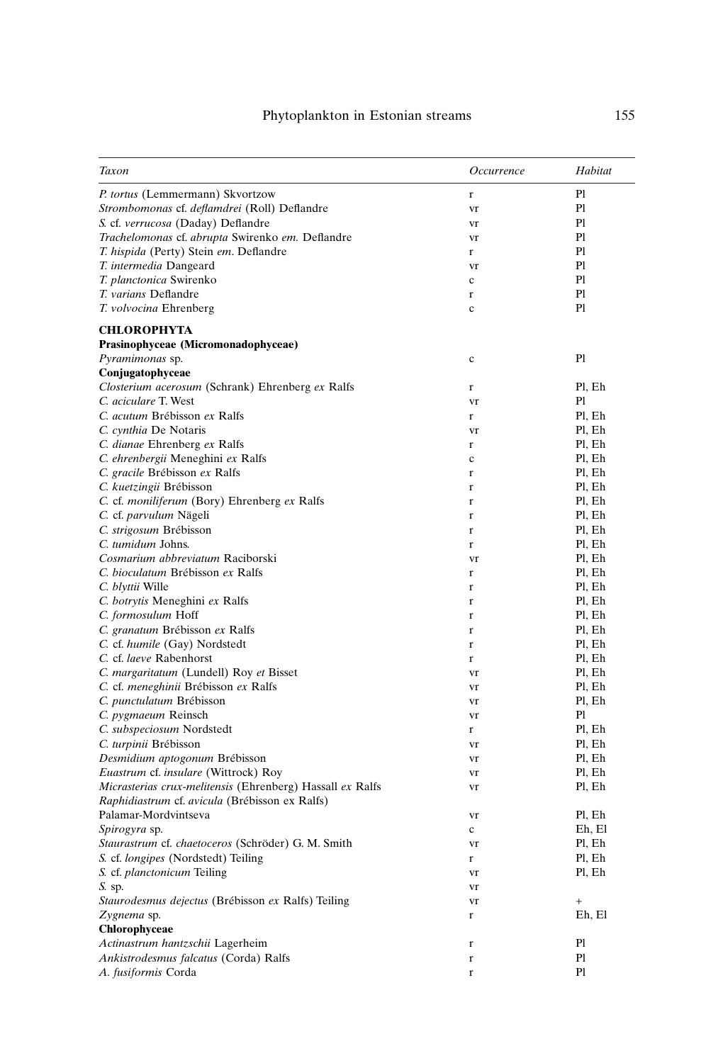| *Taxon* | *Occurrence* | *Habitat* |
|---|---|---|
| *P. tortus* (Lemmermann) Skvortzow | r | Pl |
| *Strombomonas* cf. *deflamdrei* (Roll) Deflandre | vr | Pl |
| *S.* cf. *verrucosa* (Daday) Deflandre | vr | Pl |
| *Trachelomonas* cf. *abrupta* Swirenko *em.* Deflandre | vr | Pl |
| *T. hispida* (Perty) Stein *em.* Deflandre | r | Pl |
| *T. intermedia* Dangeard | vr | Pl |
| *T. planctonica* Swirenko | c | Pl |
| *T. varians* Deflandre | r | Pl |
| *T. volvocina* Ehrenberg | c | Pl |
| **CHLOROPHYTA** | | |
| **Prasinophyceae (Micromonadophyceae)** | | |
| *Pyramimonas* sp. | c | Pl |
| **Conjugatophyceae** | | |
| *Closterium acerosum* (Schrank) Ehrenberg *ex* Ralfs | r | Pl, Eh |
| *C. aciculare* T. West | vr | Pl |
| *C. acutum* Brébisson *ex* Ralfs | r | Pl, Eh |
| *C. cynthia* De Notaris | vr | Pl, Eh |
| *C. dianae* Ehrenberg *ex* Ralfs | r | Pl, Eh |
| *C. ehrenbergii* Meneghini *ex* Ralfs | c | Pl, Eh |
| *C. gracile* Brébisson *ex* Ralfs | r | Pl, Eh |
| *C. kuetzingii* Brébisson | r | Pl, Eh |
| *C.* cf. *moniliferum* (Bory) Ehrenberg *ex* Ralfs | r | Pl, Eh |
| *C.* cf. *parvulum* Nägeli | r | Pl, Eh |
| *C. strigosum* Brébisson | r | Pl, Eh |
| *C. tumidum* Johns. | r | Pl, Eh |
| *Cosmarium abbreviatum* Raciborski | vr | Pl, Eh |
| *C. bioculatum* Brébisson *ex* Ralfs | r | Pl, Eh |
| *C. blyttii* Wille | r | Pl, Eh |
| *C. botrytis* Meneghini *ex* Ralfs | r | Pl, Eh |
| *C. formosulum* Hoff | r | Pl, Eh |
| *C. granatum* Brébisson *ex* Ralfs | r | Pl, Eh |
| *C.* cf. *humile* (Gay) Nordstedt | r | Pl, Eh |
| *C.* cf. *laeve* Rabenhorst | r | Pl, Eh |
| *C. margaritatum* (Lundell) Roy *et* Bisset | vr | Pl, Eh |
| *C.* cf. *meneghinii* Brébisson *ex* Ralfs | vr | Pl, Eh |
| *C. punctulatum* Brébisson | vr | Pl, Eh |
| *C. pygmaeum* Reinsch | vr | Pl |
| *C. subspeciosum* Nordstedt | r | Pl, Eh |
| *C. turpinii* Brébisson | vr | Pl, Eh |
| *Desmidium aptogonum* Brébisson | vr | Pl, Eh |
| *Euastrum* cf. *insulare* (Wittrock) Roy | vr | Pl, Eh |
| *Micrasterias crux-melitensis* (Ehrenberg) Hassall *ex* Ralfs | vr | Pl, Eh |
| *Raphidiastrum* cf. *avicula* (Brébisson ex Ralfs) Palamar-Mordvintseva | vr | Pl, Eh |
| *Spirogyra* sp. | c | Eh, El |
| *Staurastrum* cf. *chaetoceros* (Schröder) G. M. Smith | vr | Pl, Eh |
| *S.* cf. *longipes* (Nordstedt) Teiling | r | Pl, Eh |
| *S.* cf. *planctonicum* Teiling | vr | Pl, Eh |
| *S.* sp. | vr | |
| *Staurodesmus dejectus* (Brébisson *ex* Ralfs) Teiling | vr | + |
| *Zygnema* sp. | r | Eh, El |
| **Chlorophyceae** | | |
| *Actinastrum hantzschii* Lagerheim | r | Pl |
| *Ankistrodesmus falcatus* (Corda) Ralfs | r | Pl |
| *A. fusiformis* Corda | r | Pl |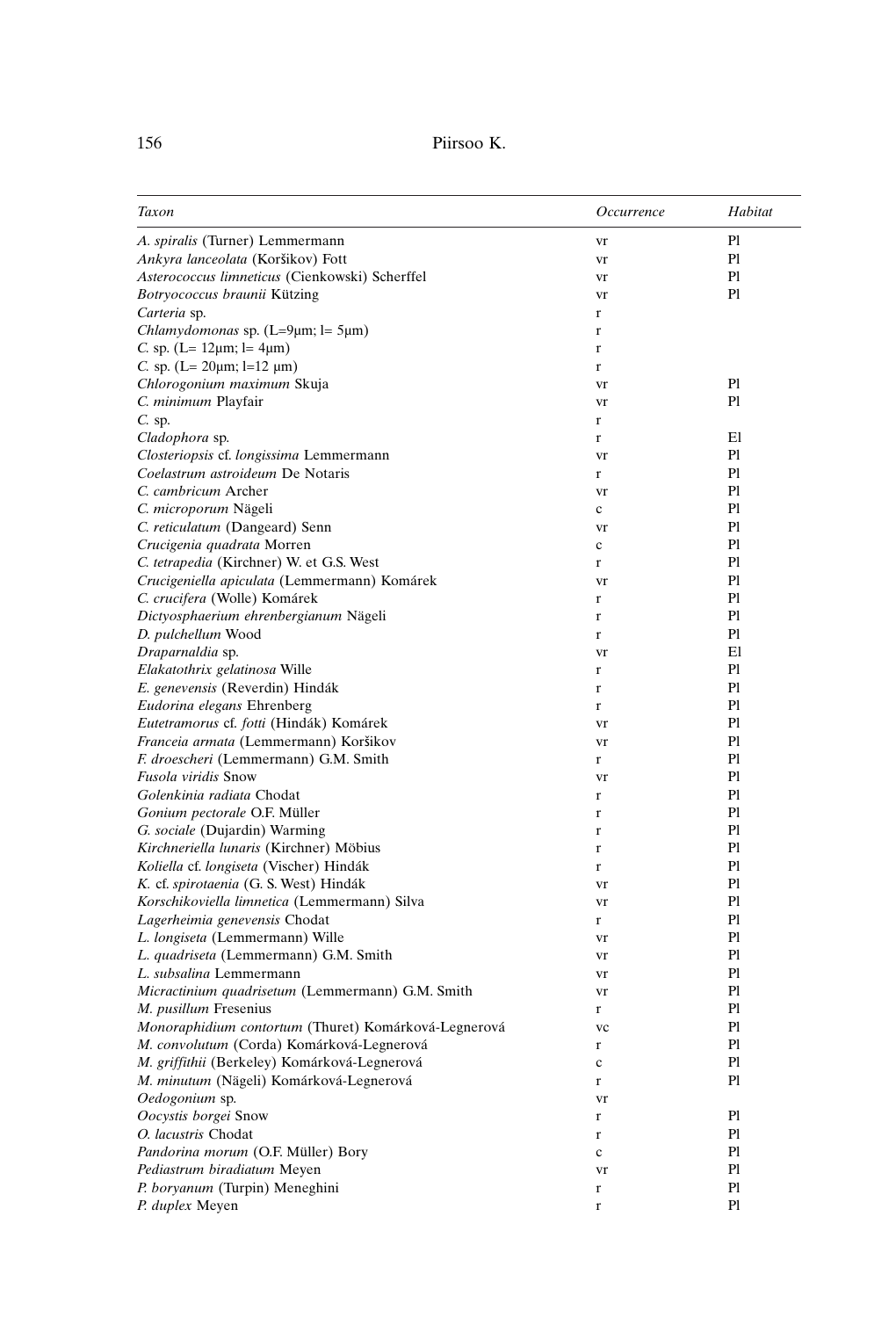| *Taxon* | *Occurrence* | *Habitat* |
|---|---|---|
| *A. spiralis* (Turner) Lemmermann | vr | Pl |
| *Ankyra lanceolata* (Koršikov) Fott | vr | Pl |
| *Asterococcus limneticus* (Cienkowski) Scherffel | vr | Pl |
| *Botryococcus braunii* Kützing | vr | Pl |
| *Carteria* sp. | r | |
| *Chlamydomonas* sp. (L=9µm; l= 5µm) | r | |
| *C.* sp. (L= 12µm; l= 4µm) | r | |
| *C.* sp. (L= 20µm; l=12 µm) | r | |
| *Chlorogonium maximum* Skuja | vr | Pl |
| *C. minimum* Playfair | vr | Pl |
| *C.* sp. | r | |
| *Cladophora* sp. | r | El |
| *Closteriopsis* cf. *longissima* Lemmermann | vr | Pl |
| *Coelastrum astroideum* De Notaris | r | Pl |
| *C. cambricum* Archer | vr | Pl |
| *C. microporum* Nägeli | c | Pl |
| *C. reticulatum* (Dangeard) Senn | vr | Pl |
| *Crucigenia quadrata* Morren | c | Pl |
| *C. tetrapedia* (Kirchner) W. et G.S. West | r | Pl |
| *Crucigeniella apiculata* (Lemmermann) Komárek | vr | Pl |
| *C. crucifera* (Wolle) Komárek | r | Pl |
| *Dictyosphaerium ehrenbergianum* Nägeli | r | Pl |
| *D. pulchellum* Wood | r | Pl |
| *Draparnaldia* sp. | vr | El |
| *Elakatothrix gelatinosa* Wille | r | Pl |
| *E. genevensis* (Reverdin) Hindák | r | Pl |
| *Eudorina elegans* Ehrenberg | r | Pl |
| *Eutetramorus* cf. *fotti* (Hindák) Komárek | vr | Pl |
| *Franceia armata* (Lemmermann) Koršikov | vr | Pl |
| *F. droescheri* (Lemmermann) G.M. Smith | r | Pl |
| *Fusola viridis* Snow | vr | Pl |
| *Golenkinia radiata* Chodat | r | Pl |
| *Gonium pectorale* O.F. Müller | r | Pl |
| *G. sociale* (Dujardin) Warming | r | Pl |
| *Kirchneriella lunaris* (Kirchner) Möbius | r | Pl |
| *Koliella* cf. *longiseta* (Vischer) Hindák | r | Pl |
| *K.* cf. *spirotaenia* (G. S. West) Hindák | vr | Pl |
| *Korschikoviella limnetica* (Lemmermann) Silva | vr | Pl |
| *Lagerheimia genevensis* Chodat | r | Pl |
| *L. longiseta* (Lemmermann) Wille | vr | Pl |
| *L. quadriseta* (Lemmermann) G.M. Smith | vr | Pl |
| *L. subsalina* Lemmermann | vr | Pl |
| *Micractinium quadrisetum* (Lemmermann) G.M. Smith | vr | Pl |
| *M. pusillum* Fresenius | r | Pl |
| *Monoraphidium contortum* (Thuret) Komárková-Legnerová | vc | Pl |
| *M. convolutum* (Corda) Komárková-Legnerová | r | Pl |
| *M. griffithii* (Berkeley) Komárková-Legnerová | c | Pl |
| *M. minutum* (Nägeli) Komárková-Legnerová | r | Pl |
| *Oedogonium* sp. | vr | |
| *Oocystis borgei* Snow | r | Pl |
| *O. lacustris* Chodat | r | Pl |
| *Pandorina morum* (O.F. Müller) Bory | c | Pl |
| *Pediastrum biradiatum* Meyen | vr | Pl |
| *P. boryanum* (Turpin) Meneghini | r | Pl |
| *P. duplex* Meyen | r | Pl |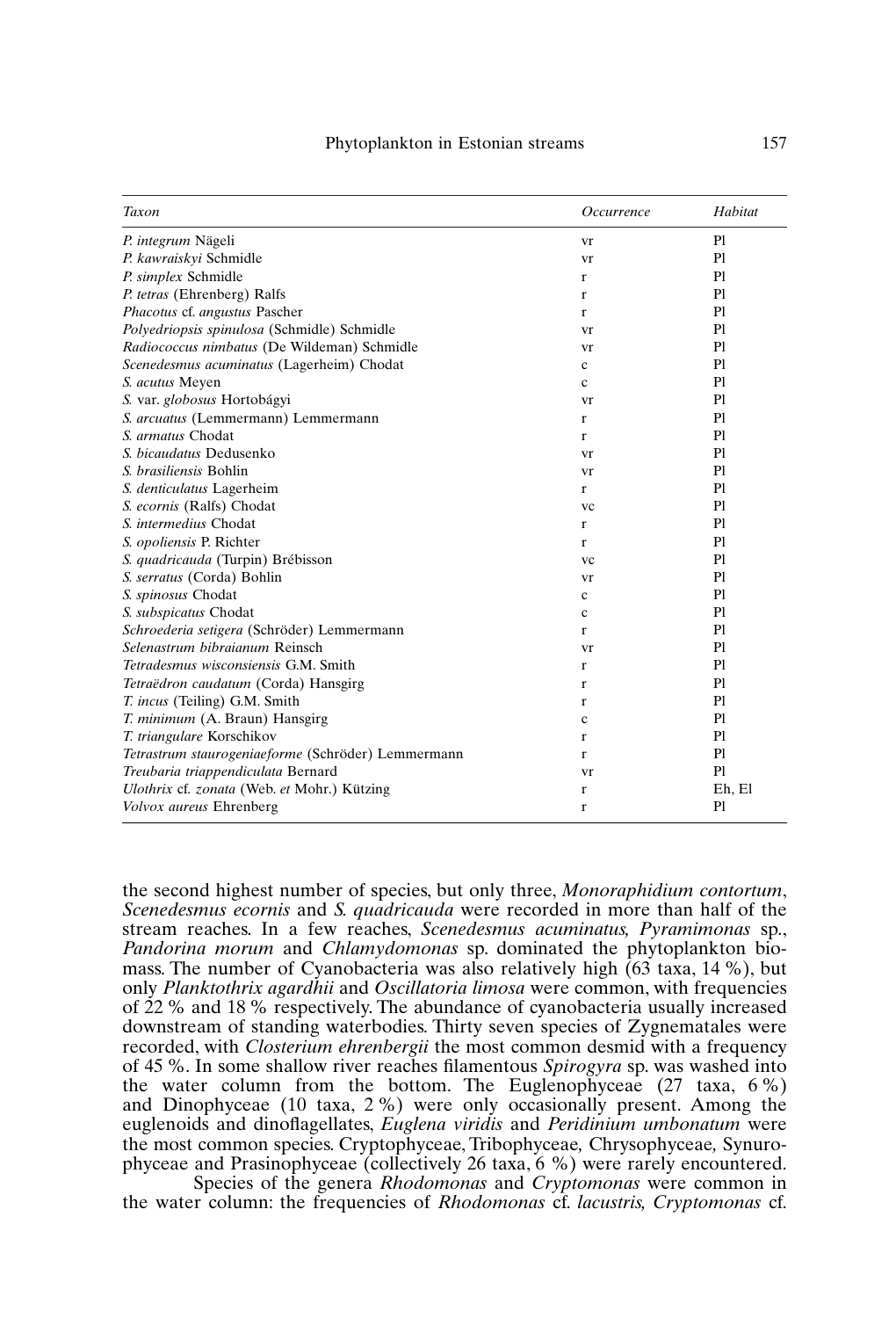| *Taxon* | *Occurrence* | *Habitat* |
|---|---|---|
| *P. integrum* Nägeli | vr | Pl |
| *P. kawraiskyi* Schmidle | vr | Pl |
| *P. simplex* Schmidle | r | Pl |
| *P. tetras* (Ehrenberg) Ralfs | r | Pl |
| *Phacotus* cf. *angustus* Pascher | r | Pl |
| *Polyedriopsis spinulosa* (Schmidle) Schmidle | vr | Pl |
| *Radiococcus nimbatus* (De Wildeman) Schmidle | vr | Pl |
| *Scenedesmus acuminatus* (Lagerheim) Chodat | c | Pl |
| *S. acutus* Meyen | c | Pl |
| *S.* var. *globosus* Hortobágyi | vr | Pl |
| *S. arcuatus* (Lemmermann) Lemmermann | r | Pl |
| *S. armatus* Chodat | r | Pl |
| *S. bicaudatus* Dedusenko | vr | Pl |
| *S. brasiliensis* Bohlin | vr | Pl |
| *S. denticulatus* Lagerheim | r | Pl |
| *S. ecornis* (Ralfs) Chodat | vc | Pl |
| *S. intermedius* Chodat | r | Pl |
| *S. opoliensis* P. Richter | r | Pl |
| *S. quadricauda* (Turpin) Brébisson | vc | Pl |
| *S. serratus* (Corda) Bohlin | vr | Pl |
| *S. spinosus* Chodat | c | Pl |
| *S. subspicatus* Chodat | c | Pl |
| *Schroederia setigera* (Schröder) Lemmermann | r | Pl |
| *Selenastrum bibraianum* Reinsch | vr | Pl |
| *Tetradesmus wisconsiensis* G.M. Smith | r | Pl |
| *Tetraëdron caudatum* (Corda) Hansgirg | r | Pl |
| *T. incus* (Teiling) G.M. Smith | r | Pl |
| *T. minimum* (A. Braun) Hansgirg | c | Pl |
| *T. triangulare* Korschikov | r | Pl |
| *Tetrastrum staurogeniaeforme* (Schröder) Lemmermann | r | Pl |
| *Treubaria triappendiculata* Bernard | vr | Pl |
| *Ulothrix* cf. *zonata* (Web. *et* Mohr.) Kützing | r | Eh, El |
| *Volvox aureus* Ehrenberg | r | Pl |

the second highest number of species, but only three, *Monoraphidium contortum*, *Scenedesmus ecornis* and *S. quadricauda* were recorded in more than half of the stream reaches. In a few reaches, *Scenedesmus acuminatus, Pyramimonas* sp., *Pandorina morum* and *Chlamydomonas* sp. dominated the phytoplankton biomass. The number of Cyanobacteria was also relatively high (63 taxa, 14 %), but only *Planktothrix agardhii* and *Oscillatoria limosa* were common, with frequencies of 22 % and 18 % respectively. The abundance of cyanobacteria usually increased downstream of standing waterbodies. Thirty seven species of Zygnematales were recorded, with *Closterium ehrenbergii* the most common desmid with a frequency of 45 %. In some shallow river reaches filamentous *Spirogyra* sp. was washed into the water column from the bottom. The Euglenophyceae (27 taxa, 6 %) and Dinophyceae (10 taxa, 2 %) were only occasionally present. Among the euglenoids and dinoflagellates, *Euglena viridis* and *Peridinium umbonatum* were the most common species. Cryptophyceae, Tribophyceae, Chrysophyceae, Synurophyceae and Prasinophyceae (collectively 26 taxa, 6 %) were rarely encountered.

Species of the genera *Rhodomonas* and *Cryptomonas* were common in the water column: the frequencies of *Rhodomonas* cf. *lacustris, Cryptomonas* cf.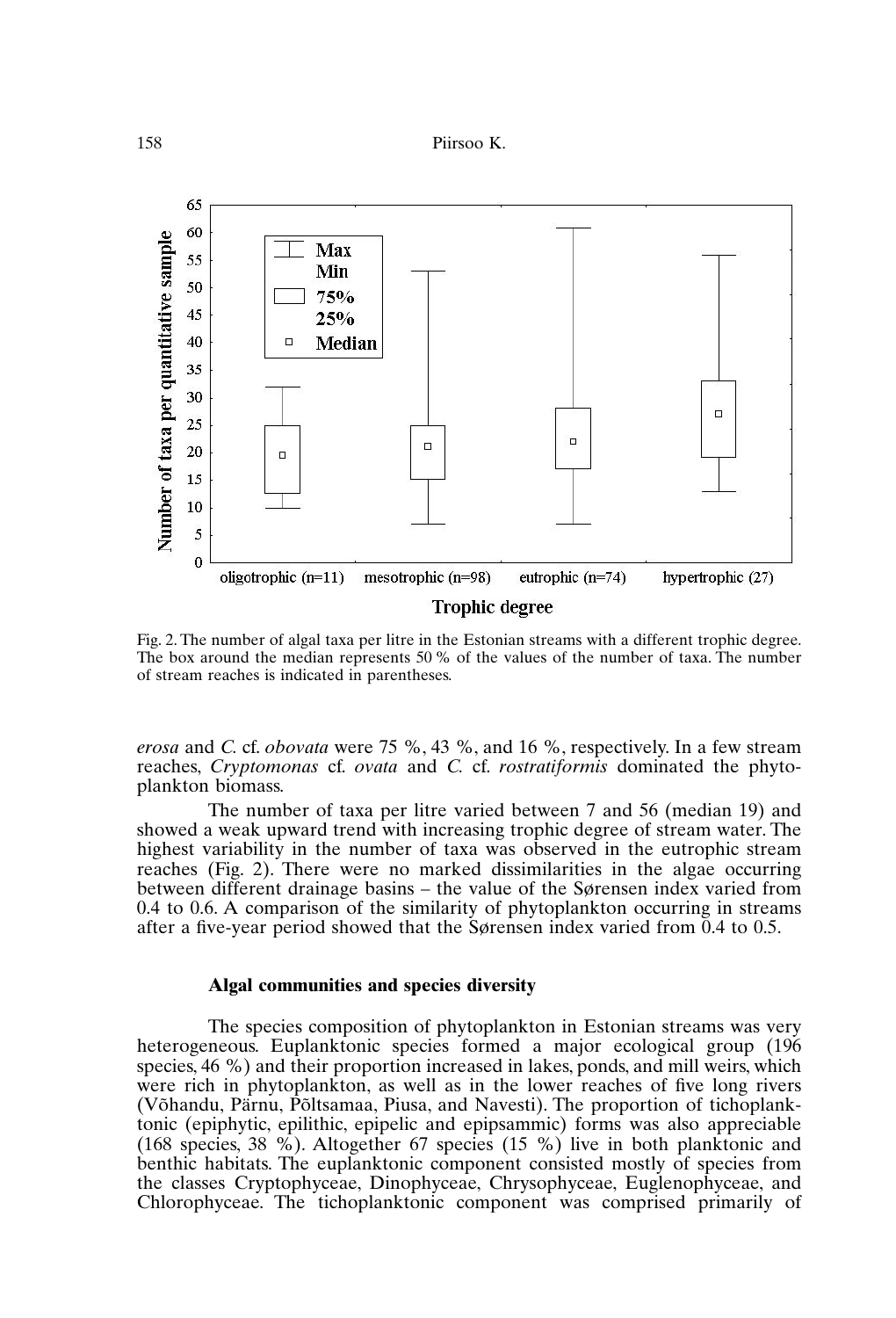Fig. 2. The number of algal taxa per litre in the Estonian streams with a different trophic degree. The box around the median represents 50 % of the values of the number of taxa. The number of stream reaches is indicated in parentheses.

*erosa* and *C.* cf. *obovata* were 75 %, 43 %, and 16 %, respectively. In a few stream reaches, *Cryptomonas* cf. *ovata* and *C.* cf. *rostratiformis* dominated the phytoplankton biomass.

The number of taxa per litre varied between 7 and 56 (median 19) and showed a weak upward trend with increasing trophic degree of stream water. The highest variability in the number of taxa was observed in the eutrophic stream reaches (Fig. 2). There were no marked dissimilarities in the algae occurring between different drainage basins – the value of the Sørensen index varied from 0.4 to 0.6. A comparison of the similarity of phytoplankton occurring in streams after a five-year period showed that the Sørensen index varied from 0.4 to 0.5.

### Algal communities and species diversity

The species composition of phytoplankton in Estonian streams was very heterogeneous. Euplanktonic species formed a major ecological group (196 species, 46 %) and their proportion increased in lakes, ponds, and mill weirs, which were rich in phytoplankton, as well as in the lower reaches of five long rivers (Võhandu, Pärnu, Põltsamaa, Piusa, and Navesti). The proportion of tichoplanktonic (epiphytic, epilithic, epipelic and epipsammic) forms was also appreciable (168 species, 38 %). Altogether 67 species (15 %) live in both planktonic and benthic habitats. The euplanktonic component consisted mostly of species from the classes Cryptophyceae, Dinophyceae, Chrysophyceae, Euglenophyceae, and Chlorophyceae. The tichoplanktonic component was comprised primarily of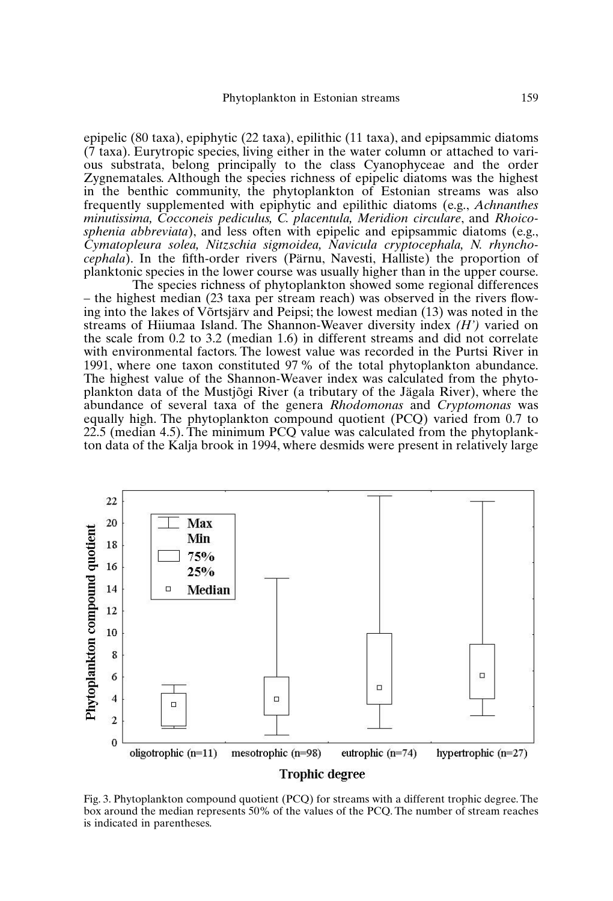epipelic (80 taxa), epiphytic (22 taxa), epilithic (11 taxa), and epipsammic diatoms (7 taxa). Eurytropic species, living either in the water column or attached to various substrata, belong principally to the class Cyanophyceae and the order Zygnematales. Although the species richness of epipelic diatoms was the highest in the benthic community, the phytoplankton of Estonian streams was also frequently supplemented with epiphytic and epilithic diatoms (e.g., *Achnanthes minutissima, Cocconeis pediculus, C. placentula, Meridion circulare*, and *Rhoicosphenia abbreviata*), and less often with epipelic and epipsammic diatoms (e.g., *Cymatopleura solea, Nitzschia sigmoidea, Navicula cryptocephala, N. rhynchocephala*). In the fifth-order rivers (Pärnu, Navesti, Halliste) the proportion of planktonic species in the lower course was usually higher than in the upper course.

The species richness of phytoplankton showed some regional differences – the highest median (23 taxa per stream reach) was observed in the rivers flowing into the lakes of Võrtsjärv and Peipsi; the lowest median (13) was noted in the streams of Hiiumaa Island. The Shannon-Weaver diversity index *(H')* varied on the scale from 0.2 to 3.2 (median 1.6) in different streams and did not correlate with environmental factors. The lowest value was recorded in the Purtsi River in 1991, where one taxon constituted 97 % of the total phytoplankton abundance. The highest value of the Shannon-Weaver index was calculated from the phytoplankton data of the Mustjõgi River (a tributary of the Jägala River), where the abundance of several taxa of the genera *Rhodomonas* and *Cryptomonas* was equally high. The phytoplankton compound quotient (PCQ) varied from 0.7 to 22.5 (median 4.5). The minimum PCQ value was calculated from the phytoplankton data of the Kalja brook in 1994, where desmids were present in relatively large

Fig. 3. Phytoplankton compound quotient (PCQ) for streams with a different trophic degree. The box around the median represents 50% of the values of the PCQ. The number of stream reaches is indicated in parentheses.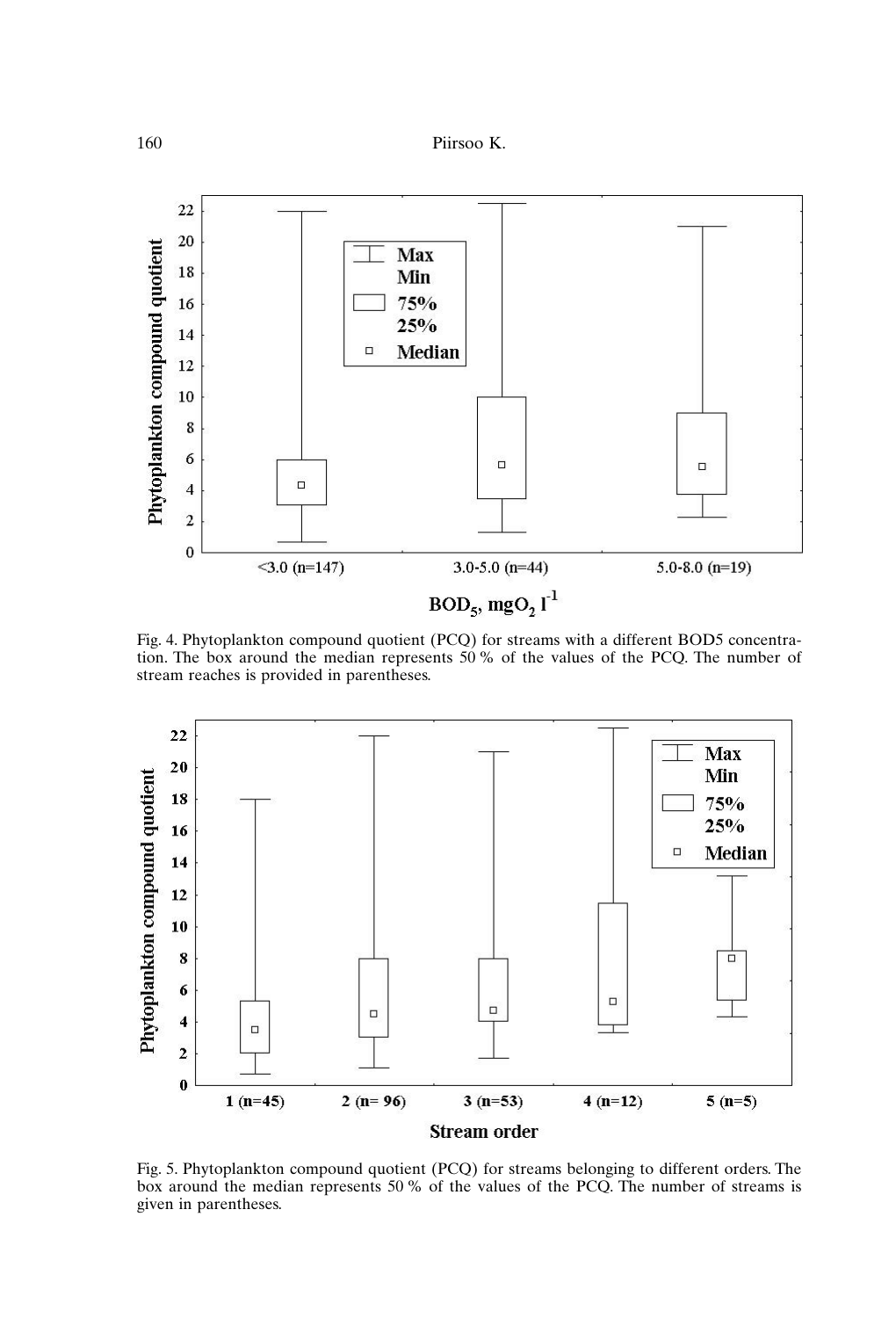Fig. 4. Phytoplankton compound quotient (PCQ) for streams with a different BOD5 concentration. The box around the median represents 50 % of the values of the PCQ. The number of stream reaches is provided in parentheses.

Fig. 5. Phytoplankton compound quotient (PCQ) for streams belonging to different orders. The box around the median represents 50 % of the values of the PCQ. The number of streams is given in parentheses.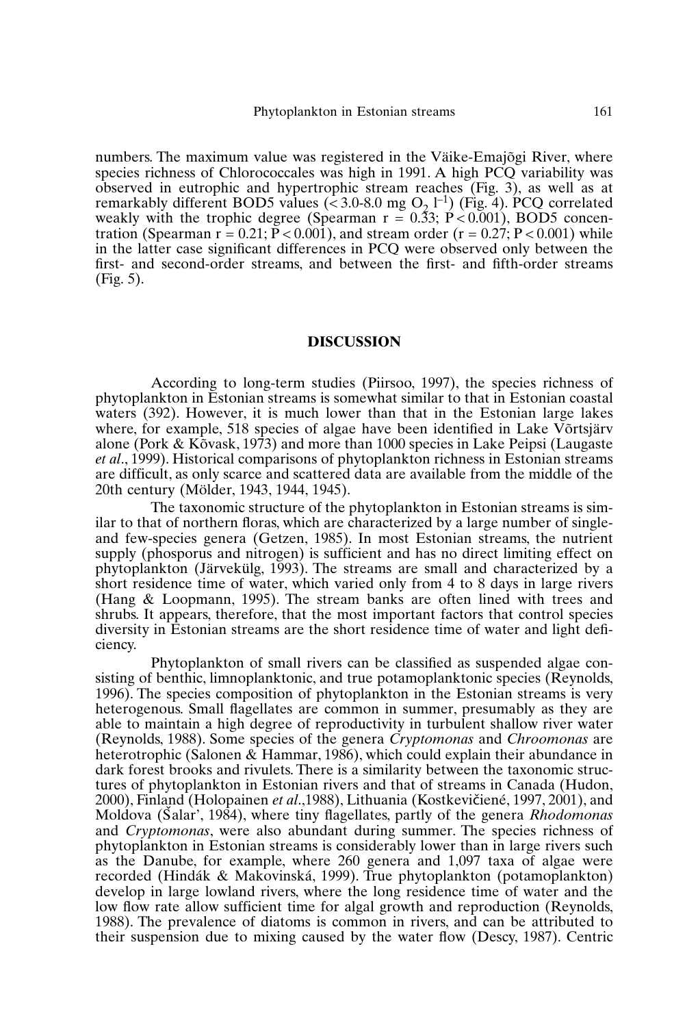numbers. The maximum value was registered in the Väike-Emajõgi River, where species richness of Chlorococcales was high in 1991. A high PCQ variability was observed in eutrophic and hypertrophic stream reaches (Fig. 3), as well as at remarkably different BOD5 values (< 3.0-8.0 mg $O_2$ $l^{-1}$) (Fig. 4). PCQ correlated weakly with the trophic degree (Spearman r = 0.33; $P < 0.001$), BOD5 concentration (Spearman r = 0.21; $P < 0.001$), and stream order (r = 0.27; $P < 0.001$) while in the latter case significant differences in PCQ were observed only between the first- and second-order streams, and between the first- and fifth-order streams (Fig. 5).

## DISCUSSION

According to long-term studies (Piirsoo, 1997), the species richness of phytoplankton in Estonian streams is somewhat similar to that in Estonian coastal waters (392). However, it is much lower than that in the Estonian large lakes where, for example, 518 species of algae have been identified in Lake Võrtsjärv alone (Pork & Kõvask, 1973) and more than 1000 species in Lake Peipsi (Laugaste *et al*., 1999). Historical comparisons of phytoplankton richness in Estonian streams are difficult, as only scarce and scattered data are available from the middle of the 20th century (Mölder, 1943, 1944, 1945).

The taxonomic structure of the phytoplankton in Estonian streams is similar to that of northern floras, which are characterized by a large number of single- and few-species genera (Getzen, 1985). In most Estonian streams, the nutrient supply (phosporus and nitrogen) is sufficient and has no direct limiting effect on phytoplankton (Järvekülg, 1993). The streams are small and characterized by a short residence time of water, which varied only from 4 to 8 days in large rivers (Hang & Loopmann, 1995). The stream banks are often lined with trees and shrubs. It appears, therefore, that the most important factors that control species diversity in Estonian streams are the short residence time of water and light deficiency.

Phytoplankton of small rivers can be classified as suspended algae consisting of benthic, limnoplanktonic, and true potamoplanktonic species (Reynolds, 1996). The species composition of phytoplankton in the Estonian streams is very heterogenous. Small flagellates are common in summer, presumably as they are able to maintain a high degree of reproductivity in turbulent shallow river water (Reynolds, 1988). Some species of the genera *Cryptomonas* and *Chroomonas* are heterotrophic (Salonen & Hammar, 1986), which could explain their abundance in dark forest brooks and rivulets. There is a similarity between the taxonomic structures of phytoplankton in Estonian rivers and that of streams in Canada (Hudon, 2000), Finland (Holopainen *et al*.,1988), Lithuania (Kostkevičiené, 1997, 2001), and Moldova (Šalar', 1984), where tiny flagellates, partly of the genera *Rhodomonas* and *Cryptomonas*, were also abundant during summer. The species richness of phytoplankton in Estonian streams is considerably lower than in large rivers such as the Danube, for example, where 260 genera and 1,097 taxa of algae were recorded (Hindák & Makovinská, 1999). True phytoplankton (potamoplankton) develop in large lowland rivers, where the long residence time of water and the low flow rate allow sufficient time for algal growth and reproduction (Reynolds, 1988). The prevalence of diatoms is common in rivers, and can be attributed to their suspension due to mixing caused by the water flow (Descy, 1987). Centric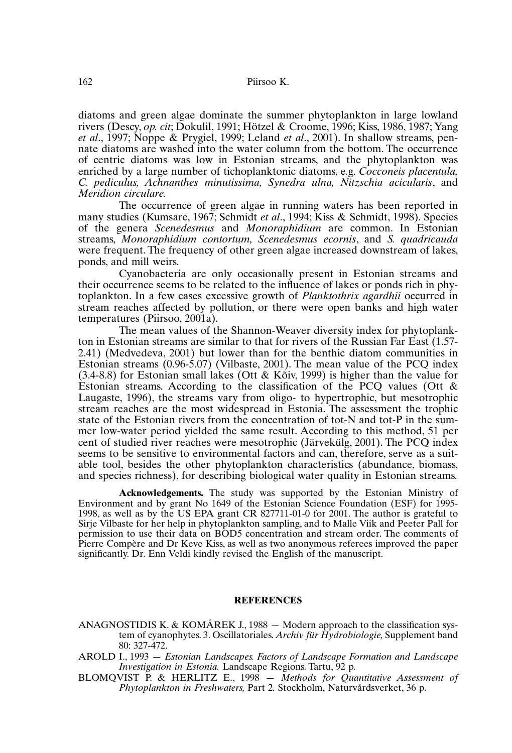diatoms and green algae dominate the summer phytoplankton in large lowland rivers (Descy, *op. cit*; Dokulil, 1991; Hötzel & Croome, 1996; Kiss, 1986, 1987; Yang *et al*., 1997; Noppe & Prygiel, 1999; Leland *et al*., 2001). In shallow streams, pennate diatoms are washed into the water column from the bottom. The occurrence of centric diatoms was low in Estonian streams, and the phytoplankton was enriched by a large number of tichoplanktonic diatoms, e.g. *Cocconeis placentula, C. pediculus, Achnanthes minutissima, Synedra ulna, Nitzschia acicularis*, and *Meridion circulare*.

The occurrence of green algae in running waters has been reported in many studies (Kumsare, 1967; Schmidt *et al*., 1994; Kiss & Schmidt, 1998). Species of the genera *Scenedesmus* and *Monoraphidium* are common. In Estonian streams, *Monoraphidium contortum, Scenedesmus ecornis*, and *S. quadricauda* were frequent. The frequency of other green algae increased downstream of lakes, ponds, and mill weirs.

Cyanobacteria are only occasionally present in Estonian streams and their occurrence seems to be related to the influence of lakes or ponds rich in phytoplankton. In a few cases excessive growth of *Planktothrix agardhii* occurred in stream reaches affected by pollution, or there were open banks and high water temperatures (Piirsoo, 2001a).

The mean values of the Shannon-Weaver diversity index for phytoplankton in Estonian streams are similar to that for rivers of the Russian Far East (1.57-2.41) (Medvedeva, 2001) but lower than for the benthic diatom communities in Estonian streams (0.96-5.07) (Vilbaste, 2001). The mean value of the PCQ index (3.4-8.8) for Estonian small lakes (Ott & Kõiv, 1999) is higher than the value for Estonian streams. According to the classification of the PCQ values (Ott & Laugaste, 1996), the streams vary from oligo- to hypertrophic, but mesotrophic stream reaches are the most widespread in Estonia. The assessment the trophic state of the Estonian rivers from the concentration of tot-N and tot-P in the summer low-water period yielded the same result. According to this method, 51 per cent of studied river reaches were mesotrophic (Järvekülg, 2001). The PCQ index seems to be sensitive to environmental factors and can, therefore, serve as a suitable tool, besides the other phytoplankton characteristics (abundance, biomass, and species richness), for describing biological water quality in Estonian streams.

**Acknowledgements.** The study was supported by the Estonian Ministry of Environment and by grant No 1649 of the Estonian Science Foundation (ESF) for 1995-1998, as well as by the US EPA grant CR 827711-01-0 for 2001. The author is grateful to Sirje Vilbaste for her help in phytoplankton sampling, and to Malle Viik and Peeter Pall for permission to use their data on BOD5 concentration and stream order. The comments of Pierre Compère and Dr Keve Kiss, as well as two anonymous referees improved the paper significantly. Dr. Enn Veldi kindly revised the English of the manuscript.

## REFERENCES

ANAGNOSTIDIS K. & KOMÁREK J., 1988 — Modern approach to the classification system of cyanophytes. 3. Oscillatoriales. *Archiv für Hydrobiologie,* Supplement band 80: 327-472.

AROLD I., 1993 — *Estonian Landscapes. Factors of Landscape Formation and Landscape Investigation in Estonia.* Landscape Regions. Tartu, 92 p.

BLOMQVIST P. & HERLITZ E., 1998 — *Methods for Quantitative Assessment of Phytoplankton in Freshwaters,* Part 2. Stockholm, Naturvårdsverket, 36 p.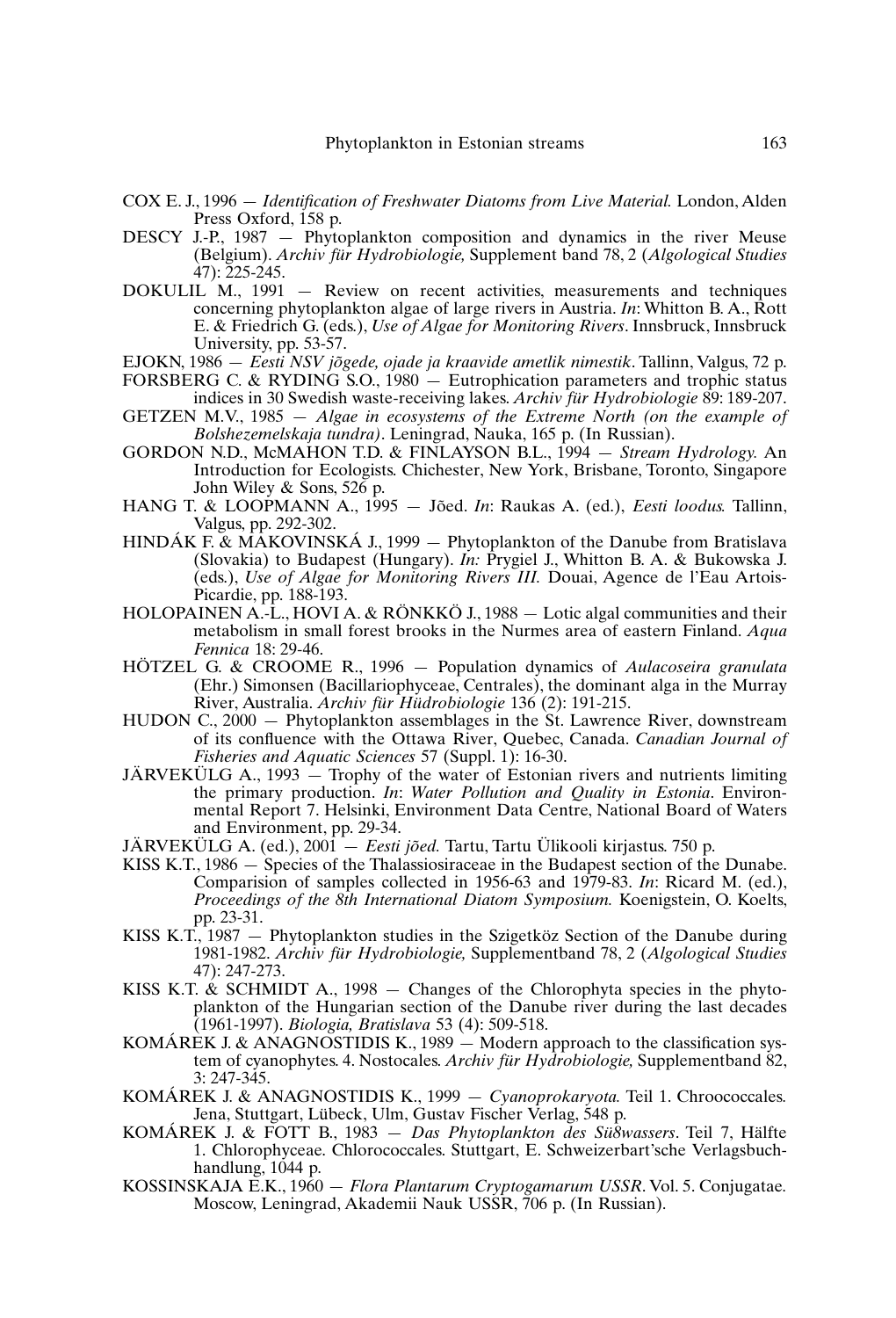COX E. J., 1996 — *Identification of Freshwater Diatoms from Live Material.* London, Alden Press Oxford, 158 p.

DESCY J.-P., 1987 — Phytoplankton composition and dynamics in the river Meuse (Belgium). *Archiv für Hydrobiologie,* Supplement band 78, 2 (*Algological Studies* 47): 225-245.

DOKULIL M., 1991 — Review on recent activities, measurements and techniques concerning phytoplankton algae of large rivers in Austria. *In*: Whitton B. A., Rott E. & Friedrich G. (eds.), *Use of Algae for Monitoring Rivers*. Innsbruck, Innsbruck University, pp. 53-57.

EJOKN, 1986 — *Eesti NSV jõgede, ojade ja kraavide ametlik nimestik*. Tallinn, Valgus, 72 p.

FORSBERG C. & RYDING S.O., 1980 — Eutrophication parameters and trophic status indices in 30 Swedish waste-receiving lakes. *Archiv für Hydrobiologie* 89: 189-207.

GETZEN M.V., 1985 — *Algae in ecosystems of the Extreme North (on the example of Bolshezemelskaja tundra)*. Leningrad, Nauka, 165 p. (In Russian).

GORDON N.D., McMAHON T.D. & FINLAYSON B.L., 1994 — *Stream Hydrology.* An Introduction for Ecologists. Chichester, New York, Brisbane, Toronto, Singapore John Wiley & Sons, 526 p.

HANG T. & LOOPMANN A., 1995 — Jõed. *In*: Raukas A. (ed.), *Eesti loodus.* Tallinn, Valgus, pp. 292-302.

HINDÁK F. & MAKOVINSKÁ J., 1999 — Phytoplankton of the Danube from Bratislava (Slovakia) to Budapest (Hungary). *In:* Prygiel J., Whitton B. A. & Bukowska J. (eds.), *Use of Algae for Monitoring Rivers III.* Douai, Agence de l'Eau Artois-Picardie, pp. 188-193.

HOLOPAINEN A.-L., HOVI A. & RÖNKKÖ J., 1988 — Lotic algal communities and their metabolism in small forest brooks in the Nurmes area of eastern Finland. *Aqua Fennica* 18: 29-46.

HÖTZEL G. & CROOME R., 1996 — Population dynamics of *Aulacoseira granulata* (Ehr.) Simonsen (Bacillariophyceae, Centrales), the dominant alga in the Murray River, Australia. *Archiv für Hüdrobiologie* 136 (2): 191-215.

HUDON C., 2000 — Phytoplankton assemblages in the St. Lawrence River, downstream of its confluence with the Ottawa River, Quebec, Canada. *Canadian Journal of Fisheries and Aquatic Sciences* 57 (Suppl. 1): 16-30.

JÄRVEKÜLG A., 1993 — Trophy of the water of Estonian rivers and nutrients limiting the primary production. *In*: *Water Pollution and Quality in Estonia*. Environmental Report 7. Helsinki, Environment Data Centre, National Board of Waters and Environment, pp. 29-34.

JÄRVEKÜLG A. (ed.), 2001 — *Eesti jõed.* Tartu, Tartu Ülikooli kirjastus. 750 p.

KISS K.T., 1986 — Species of the Thalassiosiraceae in the Budapest section of the Dunabe. Comparision of samples collected in 1956-63 and 1979-83. *In*: Ricard M. (ed.), *Proceedings of the 8th International Diatom Symposium.* Koenigstein, O. Koelts, pp. 23-31.

KISS K.T., 1987 — Phytoplankton studies in the Szigetköz Section of the Danube during 1981-1982. *Archiv für Hydrobiologie,* Supplementband 78, 2 (*Algological Studies* 47): 247-273.

KISS K.T. & SCHMIDT A., 1998 — Changes of the Chlorophyta species in the phytoplankton of the Hungarian section of the Danube river during the last decades (1961-1997). *Biologia, Bratislava* 53 (4): 509-518.

KOMÁREK J. & ANAGNOSTIDIS K., 1989 — Modern approach to the classification system of cyanophytes. 4. Nostocales. *Archiv für Hydrobiologie,* Supplementband 82, 3: 247-345.

KOMÁREK J. & ANAGNOSTIDIS K., 1999 — *Cyanoprokaryota.* Teil 1. Chroococcales. Jena, Stuttgart, Lübeck, Ulm, Gustav Fischer Verlag, 548 p.

KOMÁREK J. & FOTT B., 1983 — *Das Phytoplankton des Sü8wassers*. Teil 7, Hälfte 1. Chlorophyceae. Chlorococcales. Stuttgart, E. Schweizerbart'sche Verlagsbuchhandlung, 1044 p.

KOSSINSKAJA E.K., 1960 — *Flora Plantarum Cryptogamarum USSR*. Vol. 5. Conjugatae. Moscow, Leningrad, Akademii Nauk USSR, 706 p. (In Russian).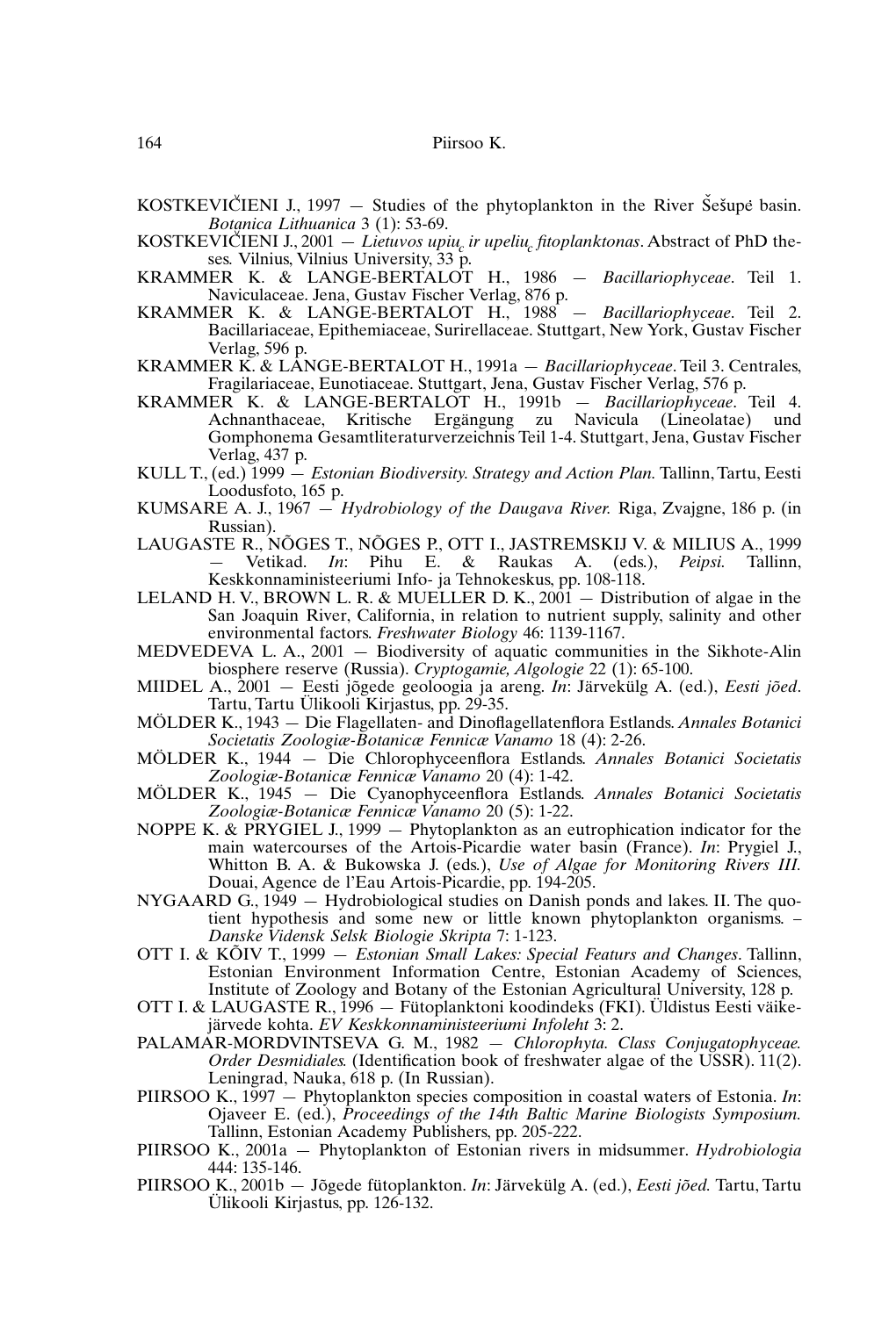KOSTKEVIČIENI J., 1997 — Studies of the phytoplankton in the River Šešupė basin. *Botanica Lithuanica* 3 (1): 53-69.

KOSTKEVIČIENI J., 2001 — *Lietuvos upių ir upelių fitoplanktonas*. Abstract of PhD theses. Vilnius, Vilnius University, 33 p.

KRAMMER K. & LANGE-BERTALOT H., 1986 — *Bacillariophyceae*. Teil 1. Naviculaceae. Jena, Gustav Fischer Verlag, 876 p.

KRAMMER K. & LANGE-BERTALOT H., 1988 — *Bacillariophyceae*. Teil 2. Bacillariaceae, Epithemiaceae, Surirellaceae. Stuttgart, New York, Gustav Fischer Verlag, 596 p.

KRAMMER K. & LANGE-BERTALOT H., 1991a — *Bacillariophyceae*. Teil 3. Centrales, Fragilariaceae, Eunotiaceae. Stuttgart, Jena, Gustav Fischer Verlag, 576 p.

KRAMMER K. & LANGE-BERTALOT H., 1991b — *Bacillariophyceae*. Teil 4. Achnanthaceae, Kritische Ergängung zu Navicula (Lineolatae) und Gomphonema Gesamtliteraturverzeichnis Teil 1-4. Stuttgart, Jena, Gustav Fischer Verlag, 437 p.

KULL T., (ed.) 1999 — *Estonian Biodiversity. Strategy and Action Plan.* Tallinn, Tartu, Eesti Loodusfoto, 165 p.

KUMSARE A. J., 1967 — *Hydrobiology of the Daugava River.* Riga, Zvajgne, 186 p. (in Russian).

LAUGASTE R., NÕGES T., NÕGES P., OTT I., JASTREMSKIJ V. & MILIUS A., 1999 — Vetikad. *In*: Pihu E. & Raukas A. (eds.), *Peipsi.* Tallinn, Keskkonnaministeeriumi Info- ja Tehnokeskus, pp. 108-118.

LELAND H. V., BROWN L. R. & MUELLER D. K., 2001 — Distribution of algae in the San Joaquin River, California, in relation to nutrient supply, salinity and other environmental factors. *Freshwater Biology* 46: 1139-1167.

MEDVEDEVA L. A., 2001 — Biodiversity of aquatic communities in the Sikhote-Alin biosphere reserve (Russia). *Cryptogamie, Algologie* 22 (1): 65-100.

MIIDEL A., 2001 — Eesti jõgede geoloogia ja areng. *In*: Järvekülg A. (ed.), *Eesti jõed*. Tartu, Tartu Ülikooli Kirjastus, pp. 29-35.

MÖLDER K., 1943 — Die Flagellaten- and Dinoflagellatenflora Estlands. *Annales Botanici Societatis Zoologiæ-Botanicæ Fennicæ Vanamo* 18 (4): 2-26.

MÖLDER K., 1944 — Die Chlorophyceenflora Estlands. *Annales Botanici Societatis Zoologiæ-Botanicæ Fennicæ Vanamo* 20 (4): 1-42.

MÖLDER K., 1945 — Die Cyanophyceenflora Estlands. *Annales Botanici Societatis Zoologiæ-Botanicæ Fennicæ Vanamo* 20 (5): 1-22.

NOPPE K. & PRYGIEL J., 1999 — Phytoplankton as an eutrophication indicator for the main watercourses of the Artois-Picardie water basin (France). *In*: Prygiel J., Whitton B. A. & Bukowska J. (eds.), *Use of Algae for Monitoring Rivers III.* Douai, Agence de l'Eau Artois-Picardie, pp. 194-205.

NYGAARD G., 1949 — Hydrobiological studies on Danish ponds and lakes. II. The quotient hypothesis and some new or little known phytoplankton organisms. – *Danske Vidensk Selsk Biologie Skripta* 7: 1-123.

OTT I. & KÕIV T., 1999 — *Estonian Small Lakes: Special Featurs and Changes*. Tallinn, Estonian Environment Information Centre, Estonian Academy of Sciences, Institute of Zoology and Botany of the Estonian Agricultural University, 128 p.

OTT I. & LAUGASTE R., 1996 — Fütoplanktoni koodindeks (FKI). Üldistus Eesti väikejärvede kohta. *EV Keskkonnaministeeriumi Infoleht* 3: 2.

PALAMAR-MORDVINTSEVA G. M., 1982 — *Chlorophyta. Class Conjugatophyceae. Order Desmidiales.* (Identification book of freshwater algae of the USSR). 11(2). Leningrad, Nauka, 618 p. (In Russian).

PIIRSOO K., 1997 — Phytoplankton species composition in coastal waters of Estonia. *In*: Ojaveer E. (ed.), *Proceedings of the 14th Baltic Marine Biologists Symposium.* Tallinn, Estonian Academy Publishers, pp. 205-222.

PIIRSOO K., 2001a — Phytoplankton of Estonian rivers in midsummer. *Hydrobiologia* 444: 135-146.

PIIRSOO K., 2001b — Jõgede fütoplankton. *In*: Järvekülg A. (ed.), *Eesti jõed.* Tartu, Tartu Ülikooli Kirjastus, pp. 126-132.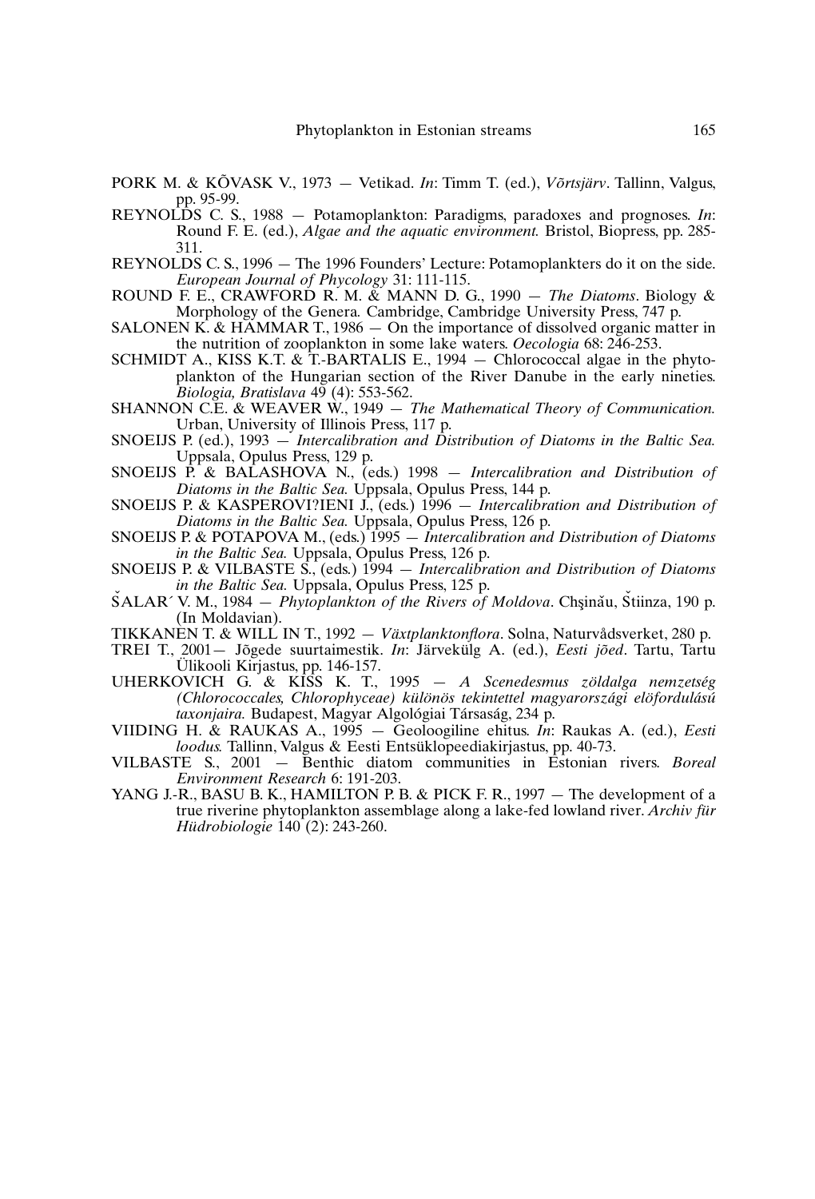PORK M. & KÕVASK V., 1973 — Vetikad. *In*: Timm T. (ed.), *Võrtsjärv*. Tallinn, Valgus, pp. 95-99.

REYNOLDS C. S., 1988 — Potamoplankton: Paradigms, paradoxes and prognoses. *In*: Round F. E. (ed.), *Algae and the aquatic environment.* Bristol, Biopress, pp. 285-311.

REYNOLDS C. S., 1996 — The 1996 Founders' Lecture: Potamoplankters do it on the side. *European Journal of Phycology* 31: 111-115.

ROUND F. E., CRAWFORD R. M. & MANN D. G., 1990 — *The Diatoms*. Biology & Morphology of the Genera. Cambridge, Cambridge University Press, 747 p.

SALONEN K. & HAMMAR T., 1986 — On the importance of dissolved organic matter in the nutrition of zooplankton in some lake waters. *Oecologia* 68: 246-253.

SCHMIDT A., KISS K.T. & T.-BARTALIS E., 1994 — Chlorococcal algae in the phytoplankton of the Hungarian section of the River Danube in the early nineties. *Biologia, Bratislava* 49 (4): 553-562.

SHANNON C.E. & WEAVER W., 1949 — *The Mathematical Theory of Communication.* Urban, University of Illinois Press, 117 p.

SNOEIJS P. (ed.), 1993 — *Intercalibration and Distribution of Diatoms in the Baltic Sea.* Uppsala, Opulus Press, 129 p.

SNOEIJS P. & BALASHOVA N., (eds.) 1998 — *Intercalibration and Distribution of Diatoms in the Baltic Sea.* Uppsala, Opulus Press, 144 p.

SNOEIJS P. & KASPEROVI?IENI J., (eds.) 1996 — *Intercalibration and Distribution of Diatoms in the Baltic Sea.* Uppsala, Opulus Press, 126 p.

SNOEIJS P. & POTAPOVA M., (eds.) 1995 — *Intercalibration and Distribution of Diatoms in the Baltic Sea.* Uppsala, Opulus Press, 126 p.

SNOEIJS P. & VILBASTE S., (eds.) 1994 — *Intercalibration and Distribution of Diatoms in the Baltic Sea.* Uppsala, Opulus Press, 125 p.

ŠALAR´ V. M., 1984 — *Phytoplankton of the Rivers of Moldova*. Chşinău, Štiinza, 190 p. (In Moldavian).

TIKKANEN T. & WILL IN T., 1992 — *Växtplanktonflora*. Solna, Naturvårdsverket, 280 p.

TREI T., 2001— Jõgede suurtaimestik. *In*: Järvekülg A. (ed.), *Eesti jõed*. Tartu, Tartu Ülikooli Kirjastus, pp. 146-157.

UHERKOVICH G. & KISS K. T., 1995 — *A Scenedesmus zöldalga nemzetség (Chlorococcales, Chlorophyceae) különös tekintettel magyarországi elöfordulású taxonjaira.* Budapest, Magyar Algológiai Társaság, 234 p.

VIIDING H. & RAUKAS A., 1995 — Geoloogiline ehitus. *In*: Raukas A. (ed.), *Eesti loodus.* Tallinn, Valgus & Eesti Entsüklopeediakirjastus, pp. 40-73.

VILBASTE S., 2001 — Benthic diatom communities in Estonian rivers. *Boreal Environment Research* 6: 191-203.

YANG J.-R., BASU B. K., HAMILTON P. B. & PICK F. R., 1997 — The development of a true riverine phytoplankton assemblage along a lake-fed lowland river. *Archiv für Hüdrobiologie* 140 (2): 243-260.